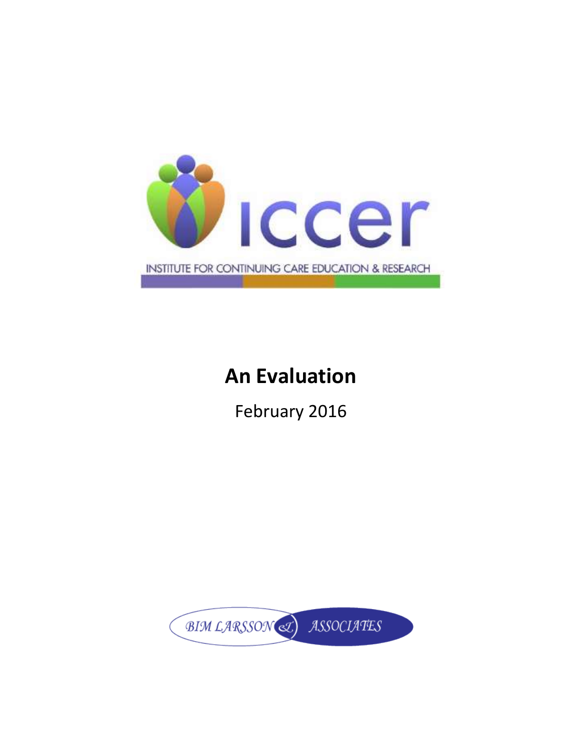iccer

INSTITUTE FOR CONTINUING CARE EDUCATION & RESEARCH

# An Evaluation

February 2016

BIM LARSSON & ASSOCIATES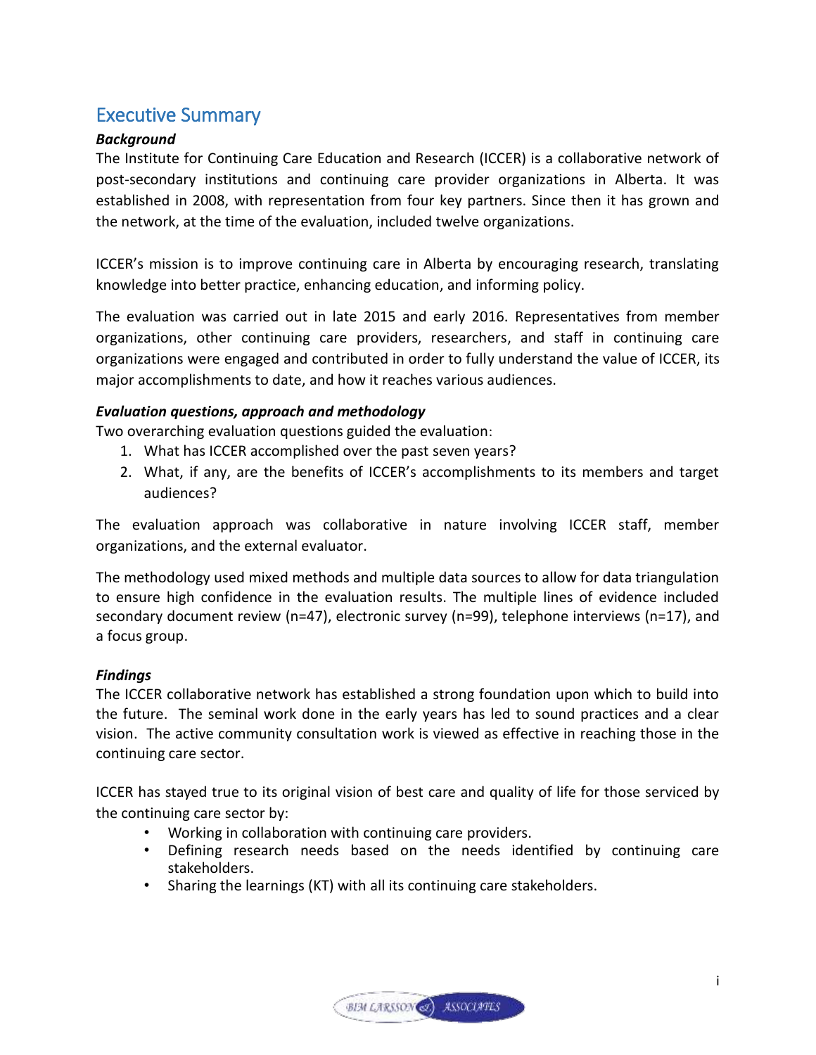## Executive Summary

***Background***

The Institute for Continuing Care Education and Research (ICCER) is a collaborative network of post-secondary institutions and continuing care provider organizations in Alberta. It was established in 2008, with representation from four key partners. Since then it has grown and the network, at the time of the evaluation, included twelve organizations.

ICCER's mission is to improve continuing care in Alberta by encouraging research, translating knowledge into better practice, enhancing education, and informing policy.

The evaluation was carried out in late 2015 and early 2016. Representatives from member organizations, other continuing care providers, researchers, and staff in continuing care organizations were engaged and contributed in order to fully understand the value of ICCER, its major accomplishments to date, and how it reaches various audiences.

***Evaluation questions, approach and methodology***

Two overarching evaluation questions guided the evaluation:

1. What has ICCER accomplished over the past seven years?
2. What, if any, are the benefits of ICCER's accomplishments to its members and target audiences?

The evaluation approach was collaborative in nature involving ICCER staff, member organizations, and the external evaluator.

The methodology used mixed methods and multiple data sources to allow for data triangulation to ensure high confidence in the evaluation results. The multiple lines of evidence included secondary document review (n=47), electronic survey (n=99), telephone interviews (n=17), and a focus group.

***Findings***

The ICCER collaborative network has established a strong foundation upon which to build into the future. The seminal work done in the early years has led to sound practices and a clear vision. The active community consultation work is viewed as effective in reaching those in the continuing care sector.

ICCER has stayed true to its original vision of best care and quality of life for those serviced by the continuing care sector by:

- Working in collaboration with continuing care providers.
- Defining research needs based on the needs identified by continuing care stakeholders.
- Sharing the learnings (KT) with all its continuing care stakeholders.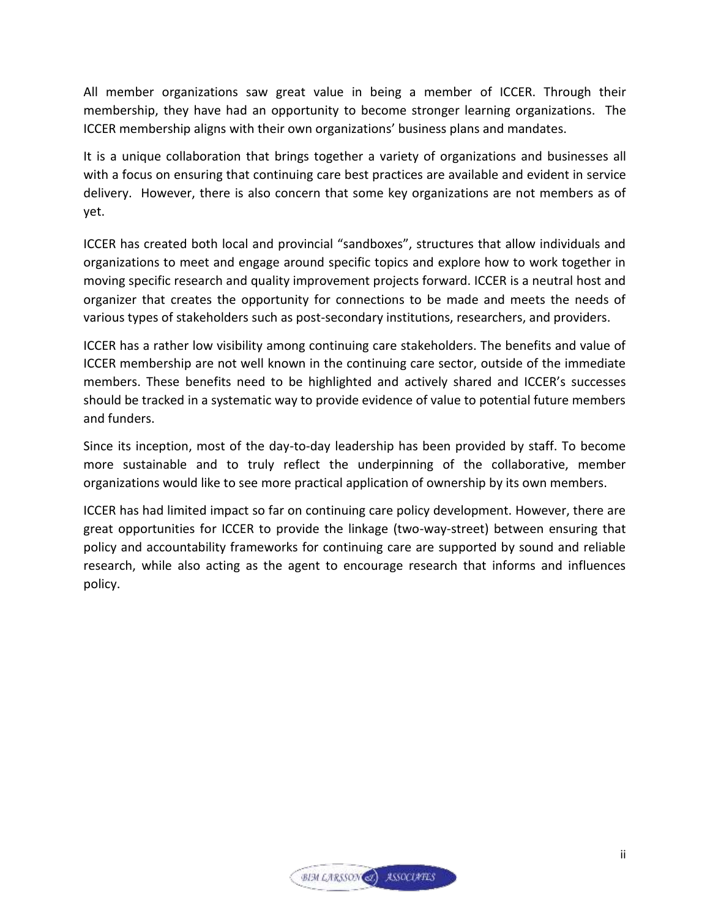All member organizations saw great value in being a member of ICCER. Through their membership, they have had an opportunity to become stronger learning organizations. The ICCER membership aligns with their own organizations' business plans and mandates.

It is a unique collaboration that brings together a variety of organizations and businesses all with a focus on ensuring that continuing care best practices are available and evident in service delivery. However, there is also concern that some key organizations are not members as of yet.

ICCER has created both local and provincial "sandboxes", structures that allow individuals and organizations to meet and engage around specific topics and explore how to work together in moving specific research and quality improvement projects forward. ICCER is a neutral host and organizer that creates the opportunity for connections to be made and meets the needs of various types of stakeholders such as post-secondary institutions, researchers, and providers.

ICCER has a rather low visibility among continuing care stakeholders. The benefits and value of ICCER membership are not well known in the continuing care sector, outside of the immediate members. These benefits need to be highlighted and actively shared and ICCER's successes should be tracked in a systematic way to provide evidence of value to potential future members and funders.

Since its inception, most of the day-to-day leadership has been provided by staff. To become more sustainable and to truly reflect the underpinning of the collaborative, member organizations would like to see more practical application of ownership by its own members.

ICCER has had limited impact so far on continuing care policy development. However, there are great opportunities for ICCER to provide the linkage (two-way-street) between ensuring that policy and accountability frameworks for continuing care are supported by sound and reliable research, while also acting as the agent to encourage research that informs and influences policy.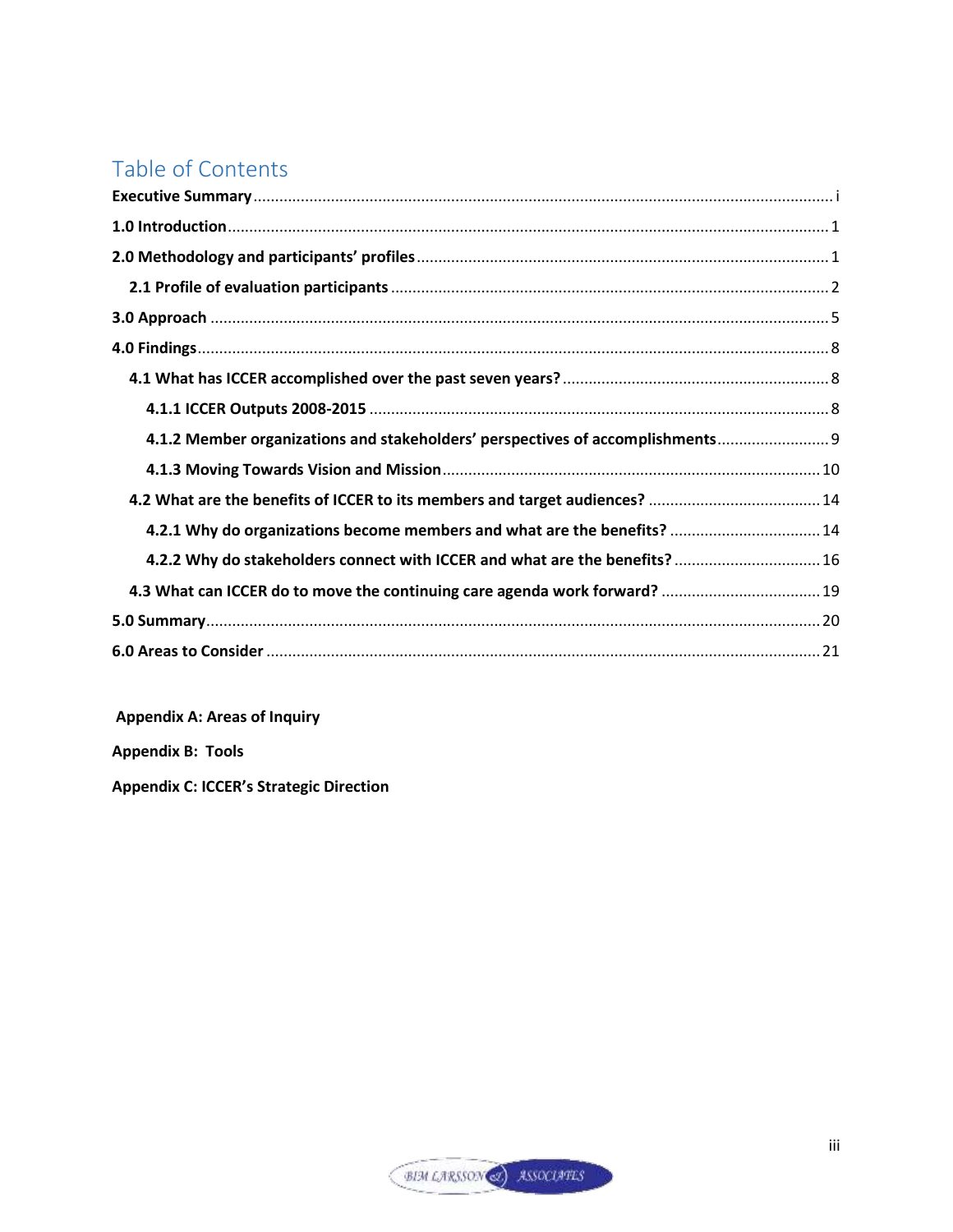# Table of Contents

**Executive Summary** ..... i

**1.0 Introduction** ..... 1

**2.0 Methodology and participants' profiles** ..... 1

**2.1 Profile of evaluation participants** ..... 2

**3.0 Approach** ..... 5

**4.0 Findings** ..... 8

**4.1 What has ICCER accomplished over the past seven years?** ..... 8

**4.1.1 ICCER Outputs 2008-2015** ..... 8

**4.1.2 Member organizations and stakeholders' perspectives of accomplishments** ..... 9

**4.1.3 Moving Towards Vision and Mission** ..... 10

**4.2 What are the benefits of ICCER to its members and target audiences?** ..... 14

**4.2.1 Why do organizations become members and what are the benefits?** ..... 14

**4.2.2 Why do stakeholders connect with ICCER and what are the benefits?** ..... 16

**4.3 What can ICCER do to move the continuing care agenda work forward?** ..... 19

**5.0 Summary** ..... 20

**6.0 Areas to Consider** ..... 21

**Appendix A: Areas of Inquiry**

**Appendix B: Tools**

**Appendix C: ICCER's Strategic Direction**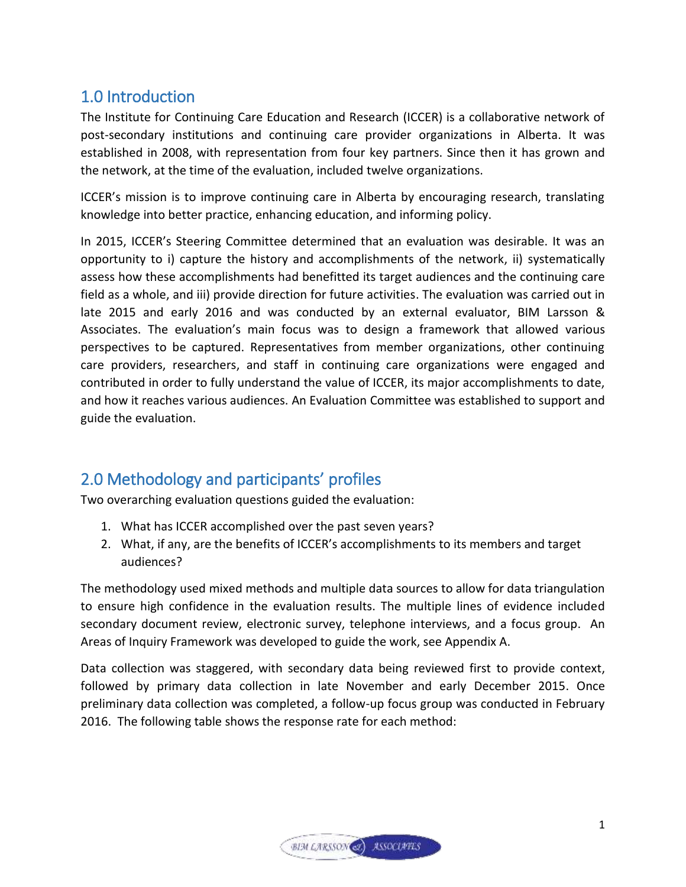## 1.0 Introduction

The Institute for Continuing Care Education and Research (ICCER) is a collaborative network of post-secondary institutions and continuing care provider organizations in Alberta. It was established in 2008, with representation from four key partners. Since then it has grown and the network, at the time of the evaluation, included twelve organizations.

ICCER's mission is to improve continuing care in Alberta by encouraging research, translating knowledge into better practice, enhancing education, and informing policy.

In 2015, ICCER's Steering Committee determined that an evaluation was desirable. It was an opportunity to i) capture the history and accomplishments of the network, ii) systematically assess how these accomplishments had benefitted its target audiences and the continuing care field as a whole, and iii) provide direction for future activities. The evaluation was carried out in late 2015 and early 2016 and was conducted by an external evaluator, BIM Larsson & Associates. The evaluation's main focus was to design a framework that allowed various perspectives to be captured. Representatives from member organizations, other continuing care providers, researchers, and staff in continuing care organizations were engaged and contributed in order to fully understand the value of ICCER, its major accomplishments to date, and how it reaches various audiences. An Evaluation Committee was established to support and guide the evaluation.

## 2.0 Methodology and participants' profiles

Two overarching evaluation questions guided the evaluation:

1. What has ICCER accomplished over the past seven years?
2. What, if any, are the benefits of ICCER's accomplishments to its members and target audiences?

The methodology used mixed methods and multiple data sources to allow for data triangulation to ensure high confidence in the evaluation results. The multiple lines of evidence included secondary document review, electronic survey, telephone interviews, and a focus group. An Areas of Inquiry Framework was developed to guide the work, see Appendix A.

Data collection was staggered, with secondary data being reviewed first to provide context, followed by primary data collection in late November and early December 2015. Once preliminary data collection was completed, a follow-up focus group was conducted in February 2016. The following table shows the response rate for each method: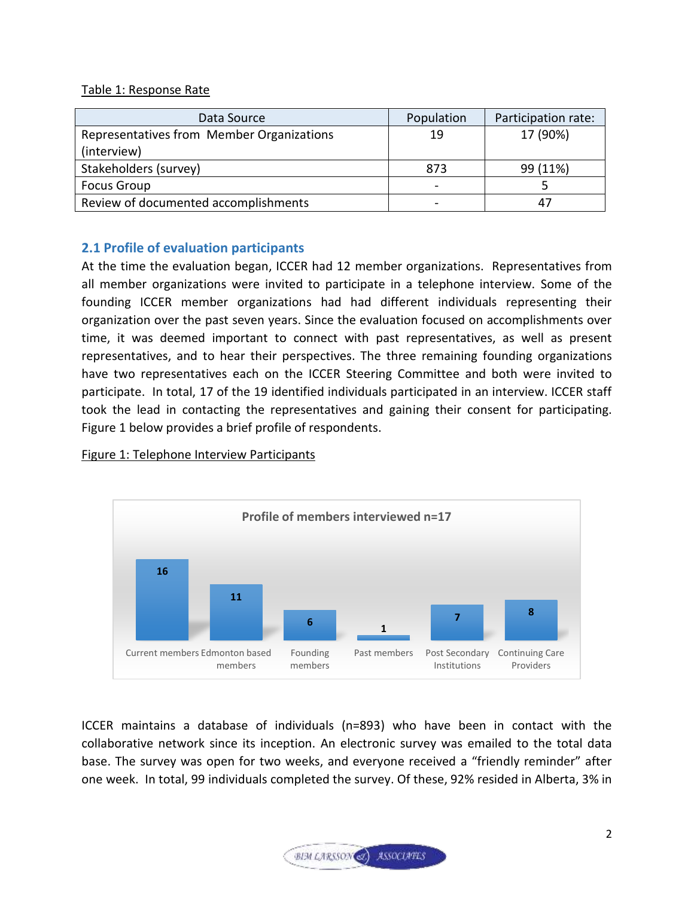Table 1: Response Rate

| Data Source | Population | Participation rate: |
|---|---|---|
| Representatives from Member Organizations (interview) | 19 | 17 (90%) |
| Stakeholders (survey) | 873 | 99 (11%) |
| Focus Group | - | 5 |
| Review of documented accomplishments | - | 47 |

## 2.1 Profile of evaluation participants

At the time the evaluation began, ICCER had 12 member organizations. Representatives from all member organizations were invited to participate in a telephone interview. Some of the founding ICCER member organizations had had different individuals representing their organization over the past seven years. Since the evaluation focused on accomplishments over time, it was deemed important to connect with past representatives, as well as present representatives, and to hear their perspectives. The three remaining founding organizations have two representatives each on the ICCER Steering Committee and both were invited to participate. In total, 17 of the 19 identified individuals participated in an interview. ICCER staff took the lead in contacting the representatives and gaining their consent for participating. Figure 1 below provides a brief profile of respondents.

Figure 1: Telephone Interview Participants

Profile of members interviewed n=17

| Category | Number |
|---|---|
| Current members | 16 |
| Edmonton based members | 11 |
| Founding members | 6 |
| Past members | 1 |
| Post Secondary Institutions | 7 |
| Continuing Care Providers | 8 |

ICCER maintains a database of individuals (n=893) who have been in contact with the collaborative network since its inception. An electronic survey was emailed to the total data base. The survey was open for two weeks, and everyone received a "friendly reminder" after one week. In total, 99 individuals completed the survey. Of these, 92% resided in Alberta, 3% in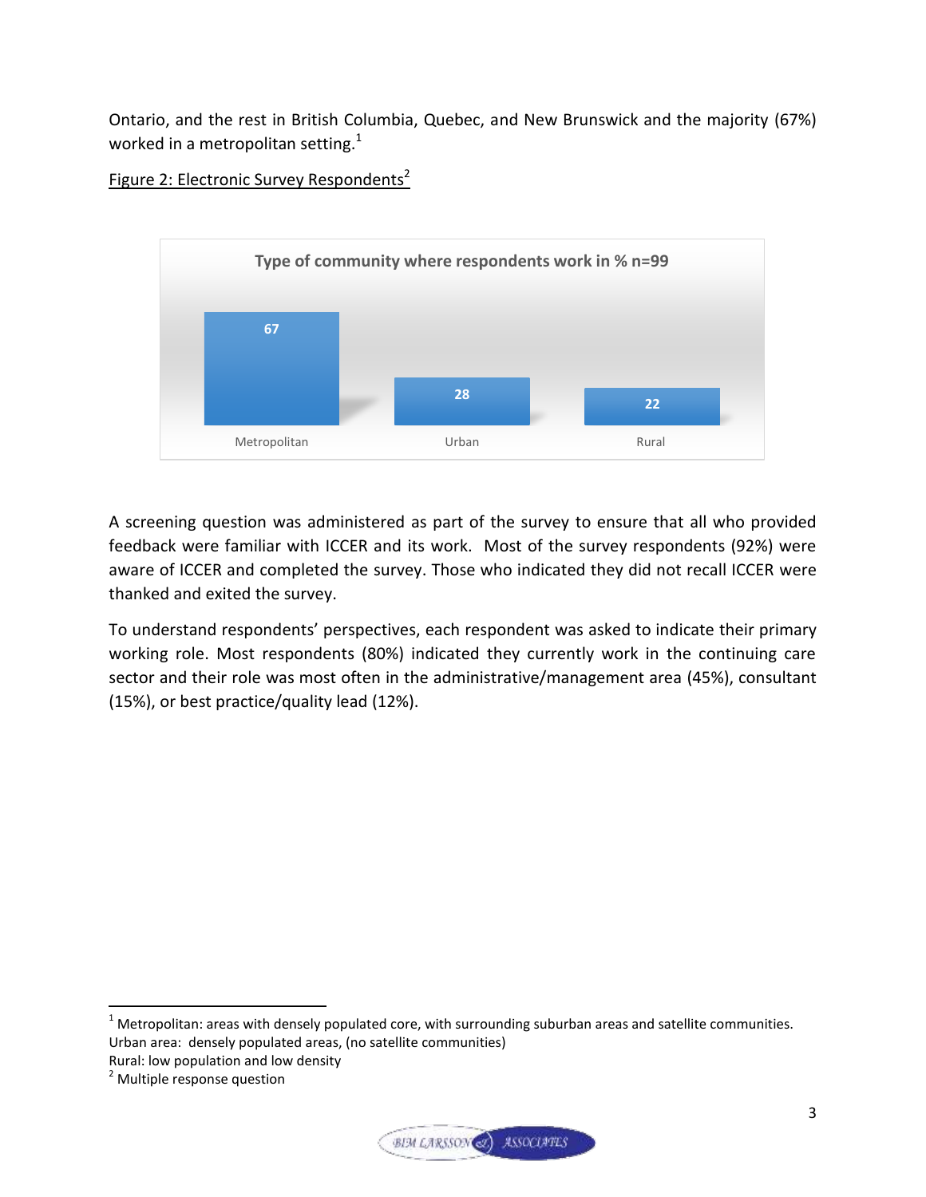Ontario, and the rest in British Columbia, Quebec, and New Brunswick and the majority (67%) worked in a metropolitan setting.[1]

Figure 2: Electronic Survey Respondents[2]

| Type of community where respondents work in % n=99 | |
|---|---|
| Metropolitan | 67 |
| Urban | 28 |
| Rural | 22 |

A screening question was administered as part of the survey to ensure that all who provided feedback were familiar with ICCER and its work. Most of the survey respondents (92%) were aware of ICCER and completed the survey. Those who indicated they did not recall ICCER were thanked and exited the survey.

To understand respondents' perspectives, each respondent was asked to indicate their primary working role. Most respondents (80%) indicated they currently work in the continuing care sector and their role was most often in the administrative/management area (45%), consultant (15%), or best practice/quality lead (12%).

---

[1] Metropolitan: areas with densely populated core, with surrounding suburban areas and satellite communities.
Urban area: densely populated areas, (no satellite communities)
Rural: low population and low density

[2] Multiple response question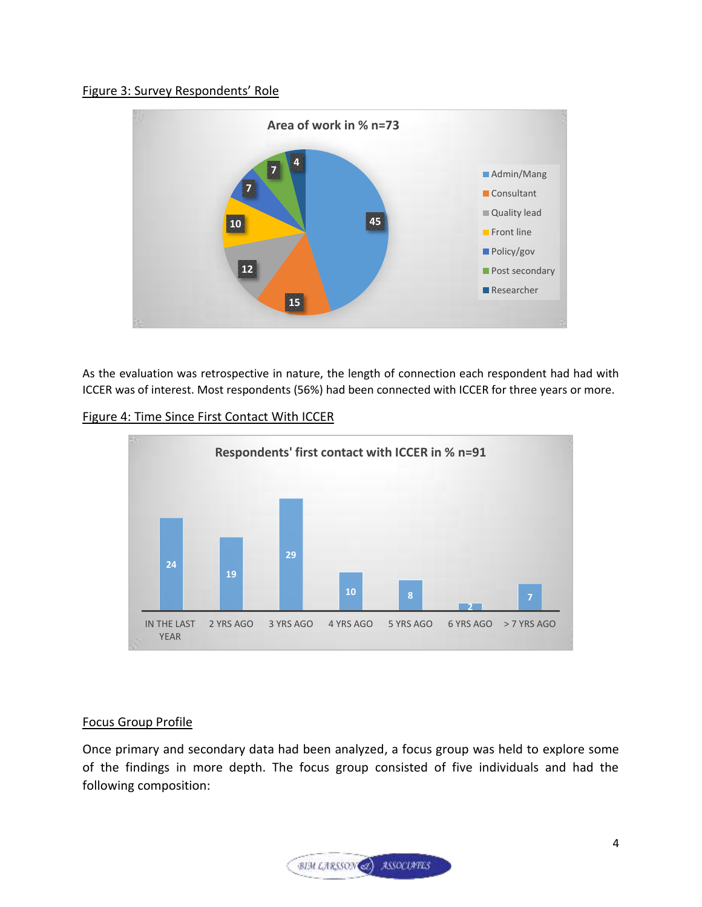Figure 3: Survey Respondents' Role

| Area of work in % n=73 | |
| --- | --- |
| Admin/Mang | 45 |
| Consultant | 15 |
| Quality lead | 12 |
| Front line | 10 |
| Policy/gov | 7 |
| Post secondary | 7 |
| Researcher | 4 |

As the evaluation was retrospective in nature, the length of connection each respondent had had with ICCER was of interest. Most respondents (56%) had been connected with ICCER for three years or more.

Figure 4: Time Since First Contact With ICCER

| Respondents' first contact with ICCER in % n=91 | |
| --- | --- |
| IN THE LAST YEAR | 24 |
| 2 YRS AGO | 19 |
| 3 YRS AGO | 29 |
| 4 YRS AGO | 10 |
| 5 YRS AGO | 8 |
| 6 YRS AGO | 2 |
| > 7 YRS AGO | 7 |

Focus Group Profile

Once primary and secondary data had been analyzed, a focus group was held to explore some of the findings in more depth. The focus group consisted of five individuals and had the following composition: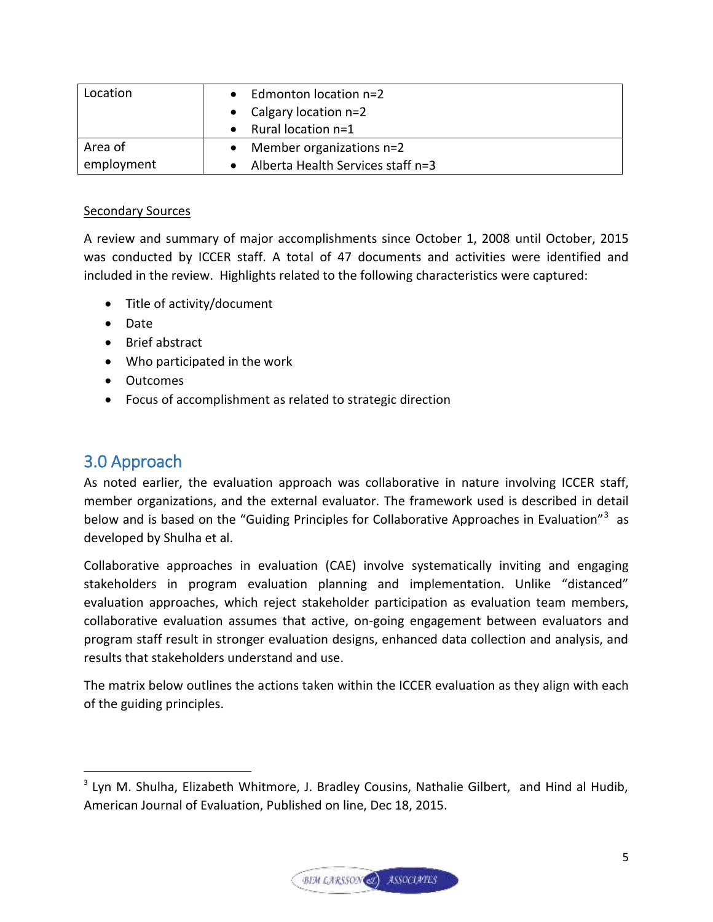| Location | • Edmonton location n=2<br>• Calgary location n=2<br>• Rural location n=1 |
|---|---|
| Area of employment | • Member organizations n=2<br>• Alberta Health Services staff n=3 |

Secondary Sources

A review and summary of major accomplishments since October 1, 2008 until October, 2015 was conducted by ICCER staff. A total of 47 documents and activities were identified and included in the review. Highlights related to the following characteristics were captured:

- Title of activity/document
- Date
- Brief abstract
- Who participated in the work
- Outcomes
- Focus of accomplishment as related to strategic direction

## 3.0 Approach

As noted earlier, the evaluation approach was collaborative in nature involving ICCER staff, member organizations, and the external evaluator. The framework used is described in detail below and is based on the "Guiding Principles for Collaborative Approaches in Evaluation"[3] as developed by Shulha et al.

Collaborative approaches in evaluation (CAE) involve systematically inviting and engaging stakeholders in program evaluation planning and implementation. Unlike "distanced" evaluation approaches, which reject stakeholder participation as evaluation team members, collaborative evaluation assumes that active, on-going engagement between evaluators and program staff result in stronger evaluation designs, enhanced data collection and analysis, and results that stakeholders understand and use.

The matrix below outlines the actions taken within the ICCER evaluation as they align with each of the guiding principles.

[3] Lyn M. Shulha, Elizabeth Whitmore, J. Bradley Cousins, Nathalie Gilbert, and Hind al Hudib, American Journal of Evaluation, Published on line, Dec 18, 2015.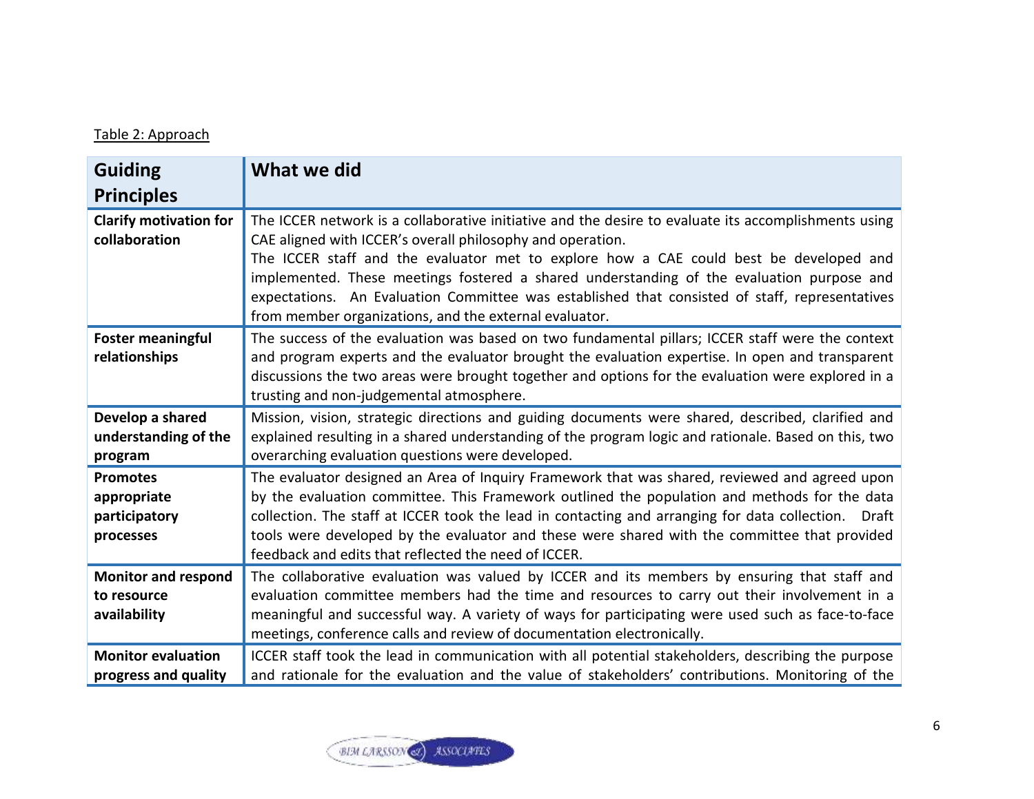Table 2: Approach

| Guiding Principles | What we did |
|---|---|
| **Clarify motivation for collaboration** | The ICCER network is a collaborative initiative and the desire to evaluate its accomplishments using CAE aligned with ICCER's overall philosophy and operation. The ICCER staff and the evaluator met to explore how a CAE could best be developed and implemented. These meetings fostered a shared understanding of the evaluation purpose and expectations. An Evaluation Committee was established that consisted of staff, representatives from member organizations, and the external evaluator. |
| **Foster meaningful relationships** | The success of the evaluation was based on two fundamental pillars; ICCER staff were the context and program experts and the evaluator brought the evaluation expertise. In open and transparent discussions the two areas were brought together and options for the evaluation were explored in a trusting and non-judgemental atmosphere. |
| **Develop a shared understanding of the program** | Mission, vision, strategic directions and guiding documents were shared, described, clarified and explained resulting in a shared understanding of the program logic and rationale. Based on this, two overarching evaluation questions were developed. |
| **Promotes appropriate participatory processes** | The evaluator designed an Area of Inquiry Framework that was shared, reviewed and agreed upon by the evaluation committee. This Framework outlined the population and methods for the data collection. The staff at ICCER took the lead in contacting and arranging for data collection. Draft tools were developed by the evaluator and these were shared with the committee that provided feedback and edits that reflected the need of ICCER. |
| **Monitor and respond to resource availability** | The collaborative evaluation was valued by ICCER and its members by ensuring that staff and evaluation committee members had the time and resources to carry out their involvement in a meaningful and successful way. A variety of ways for participating were used such as face-to-face meetings, conference calls and review of documentation electronically. |
| **Monitor evaluation progress and quality** | ICCER staff took the lead in communication with all potential stakeholders, describing the purpose and rationale for the evaluation and the value of stakeholders' contributions. Monitoring of the |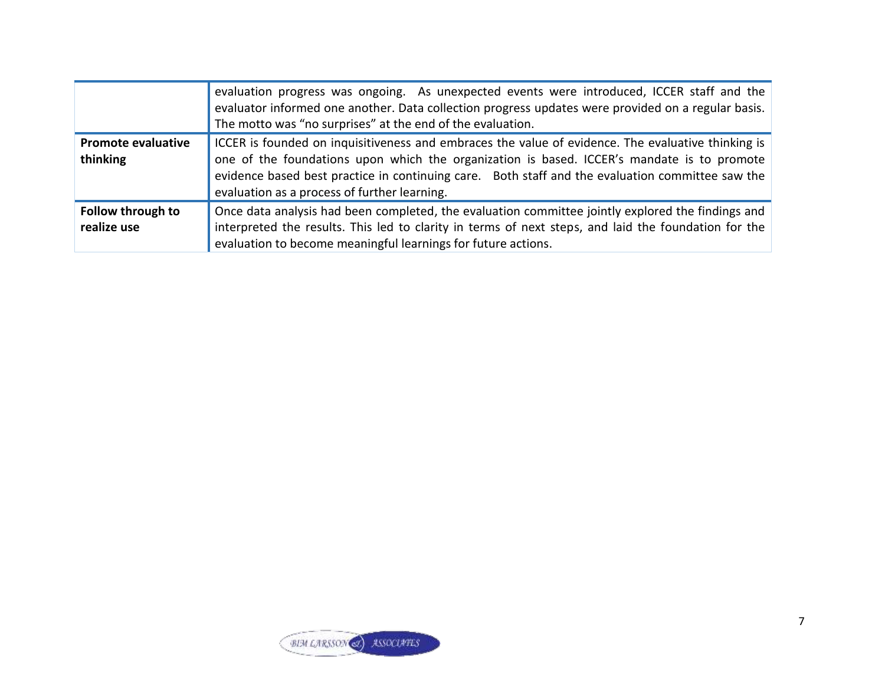| | |
|---|---|
| | evaluation progress was ongoing. As unexpected events were introduced, ICCER staff and the evaluator informed one another. Data collection progress updates were provided on a regular basis. The motto was "no surprises" at the end of the evaluation. |
| **Promote evaluative thinking** | ICCER is founded on inquisitiveness and embraces the value of evidence. The evaluative thinking is one of the foundations upon which the organization is based. ICCER's mandate is to promote evidence based best practice in continuing care. Both staff and the evaluation committee saw the evaluation as a process of further learning. |
| **Follow through to realize use** | Once data analysis had been completed, the evaluation committee jointly explored the findings and interpreted the results. This led to clarity in terms of next steps, and laid the foundation for the evaluation to become meaningful learnings for future actions. |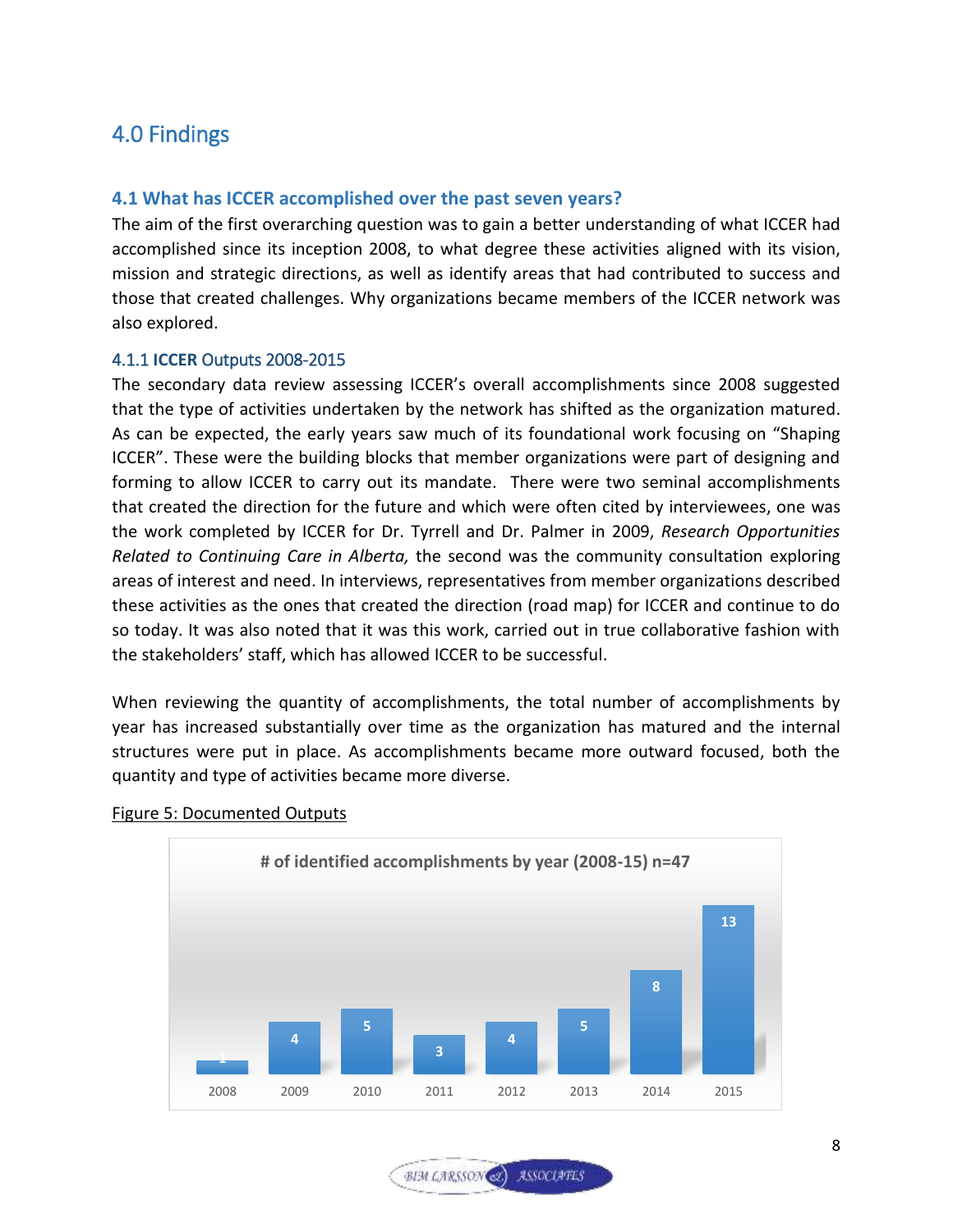# 4.0 Findings

## 4.1 What has ICCER accomplished over the past seven years?

The aim of the first overarching question was to gain a better understanding of what ICCER had accomplished since its inception 2008, to what degree these activities aligned with its vision, mission and strategic directions, as well as identify areas that had contributed to success and those that created challenges. Why organizations became members of the ICCER network was also explored.

### 4.1.1 **ICCER** Outputs 2008-2015

The secondary data review assessing ICCER's overall accomplishments since 2008 suggested that the type of activities undertaken by the network has shifted as the organization matured. As can be expected, the early years saw much of its foundational work focusing on "Shaping ICCER". These were the building blocks that member organizations were part of designing and forming to allow ICCER to carry out its mandate. There were two seminal accomplishments that created the direction for the future and which were often cited by interviewees, one was the work completed by ICCER for Dr. Tyrrell and Dr. Palmer in 2009, *Research Opportunities Related to Continuing Care in Alberta,* the second was the community consultation exploring areas of interest and need. In interviews, representatives from member organizations described these activities as the ones that created the direction (road map) for ICCER and continue to do so today. It was also noted that it was this work, carried out in true collaborative fashion with the stakeholders' staff, which has allowed ICCER to be successful.

When reviewing the quantity of accomplishments, the total number of accomplishments by year has increased substantially over time as the organization has matured and the internal structures were put in place. As accomplishments became more outward focused, both the quantity and type of activities became more diverse.

Figure 5: Documented Outputs

**# of identified accomplishments by year (2008-15) n=47**

| Year | 2008 | 2009 | 2010 | 2011 | 2012 | 2013 | 2014 | 2015 |
|---|---|---|---|---|---|---|---|---|
| # of accomplishments | 1 | 4 | 5 | 3 | 4 | 5 | 8 | 13 |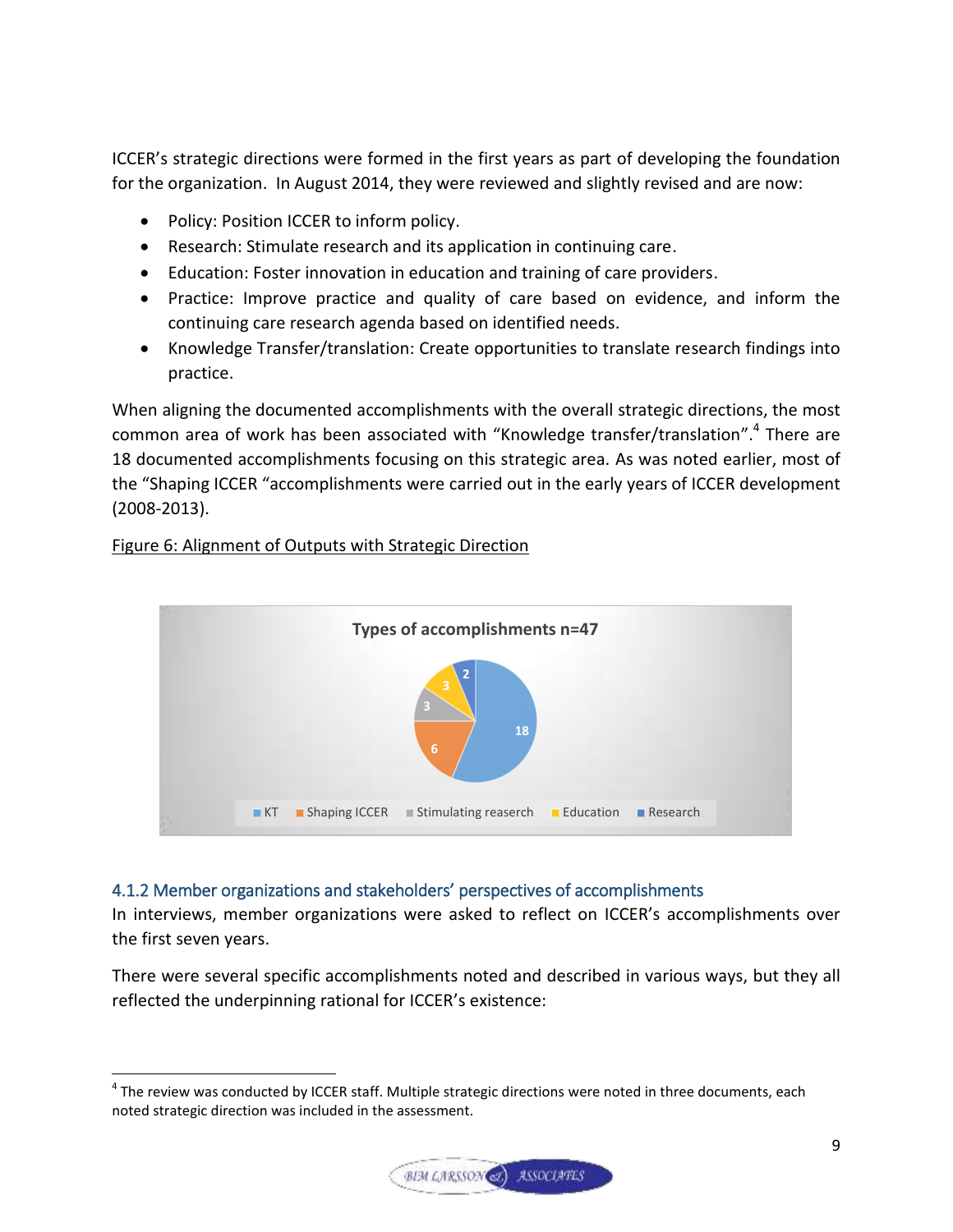ICCER's strategic directions were formed in the first years as part of developing the foundation for the organization. In August 2014, they were reviewed and slightly revised and are now:

- Policy: Position ICCER to inform policy.
- Research: Stimulate research and its application in continuing care.
- Education: Foster innovation in education and training of care providers.
- Practice: Improve practice and quality of care based on evidence, and inform the continuing care research agenda based on identified needs.
- Knowledge Transfer/translation: Create opportunities to translate research findings into practice.

When aligning the documented accomplishments with the overall strategic directions, the most common area of work has been associated with "Knowledge transfer/translation".[4] There are 18 documented accomplishments focusing on this strategic area. As was noted earlier, most of the "Shaping ICCER "accomplishments were carried out in the early years of ICCER development (2008-2013).

Figure 6: Alignment of Outputs with Strategic Direction

Types of accomplishments n=47

| Type | Count |
|---|---|
| KT | 18 |
| Shaping ICCER | 6 |
| Stimulating reaserch | 3 |
| Education | 3 |
| Research | 2 |

### 4.1.2 Member organizations and stakeholders' perspectives of accomplishments

In interviews, member organizations were asked to reflect on ICCER's accomplishments over the first seven years.

There were several specific accomplishments noted and described in various ways, but they all reflected the underpinning rational for ICCER's existence:

[4] The review was conducted by ICCER staff. Multiple strategic directions were noted in three documents, each noted strategic direction was included in the assessment.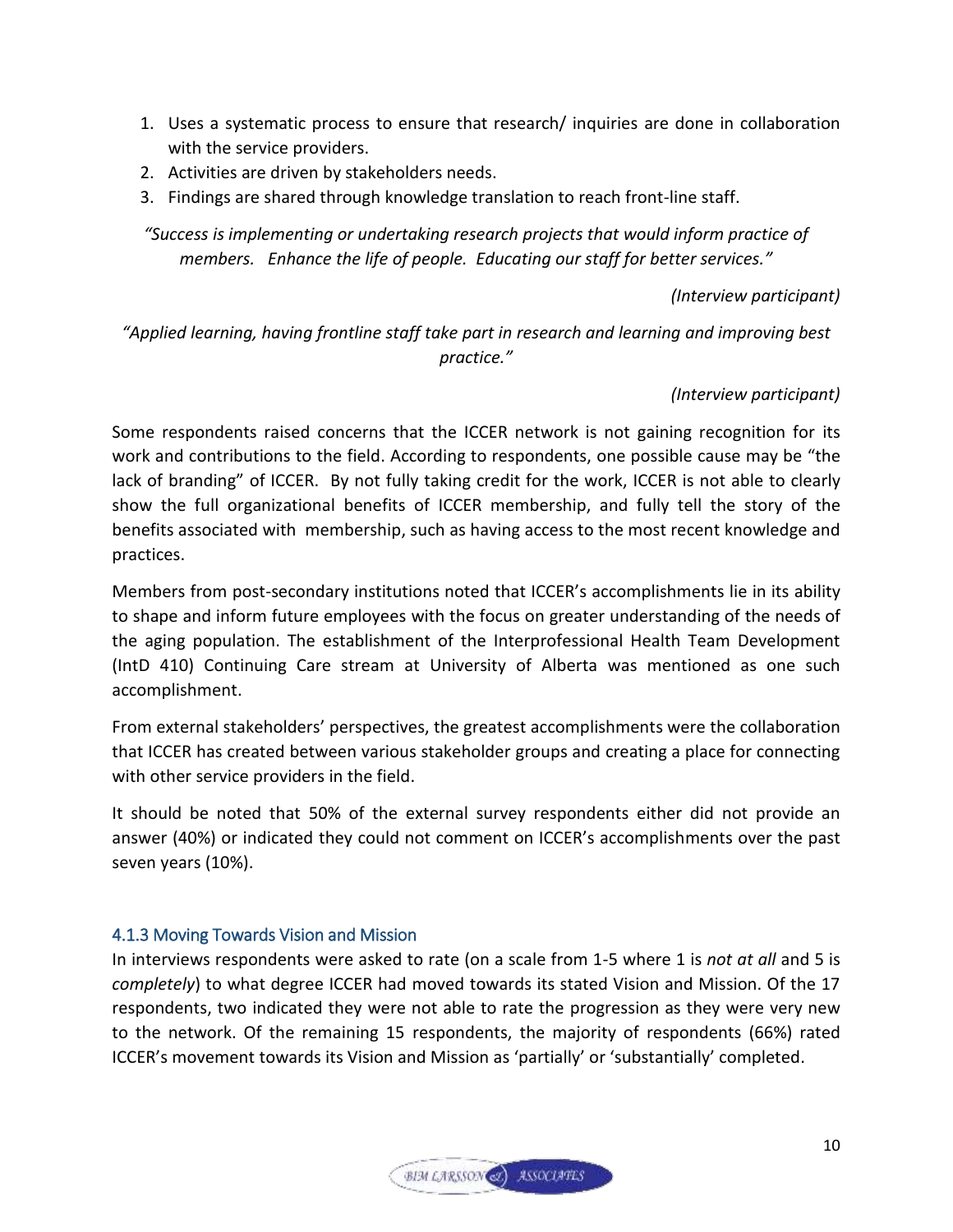1. Uses a systematic process to ensure that research/ inquiries are done in collaboration with the service providers.
2. Activities are driven by stakeholders needs.
3. Findings are shared through knowledge translation to reach front-line staff.

*"Success is implementing or undertaking research projects that would inform practice of members. Enhance the life of people. Educating our staff for better services."*

*(Interview participant)*

*"Applied learning, having frontline staff take part in research and learning and improving best practice."*

*(Interview participant)*

Some respondents raised concerns that the ICCER network is not gaining recognition for its work and contributions to the field. According to respondents, one possible cause may be "the lack of branding" of ICCER. By not fully taking credit for the work, ICCER is not able to clearly show the full organizational benefits of ICCER membership, and fully tell the story of the benefits associated with membership, such as having access to the most recent knowledge and practices.

Members from post-secondary institutions noted that ICCER's accomplishments lie in its ability to shape and inform future employees with the focus on greater understanding of the needs of the aging population. The establishment of the Interprofessional Health Team Development (IntD 410) Continuing Care stream at University of Alberta was mentioned as one such accomplishment.

From external stakeholders' perspectives, the greatest accomplishments were the collaboration that ICCER has created between various stakeholder groups and creating a place for connecting with other service providers in the field.

It should be noted that 50% of the external survey respondents either did not provide an answer (40%) or indicated they could not comment on ICCER's accomplishments over the past seven years (10%).

### 4.1.3 Moving Towards Vision and Mission

In interviews respondents were asked to rate (on a scale from 1-5 where 1 is *not at all* and 5 is *completely*) to what degree ICCER had moved towards its stated Vision and Mission. Of the 17 respondents, two indicated they were not able to rate the progression as they were very new to the network. Of the remaining 15 respondents, the majority of respondents (66%) rated ICCER's movement towards its Vision and Mission as 'partially' or 'substantially' completed.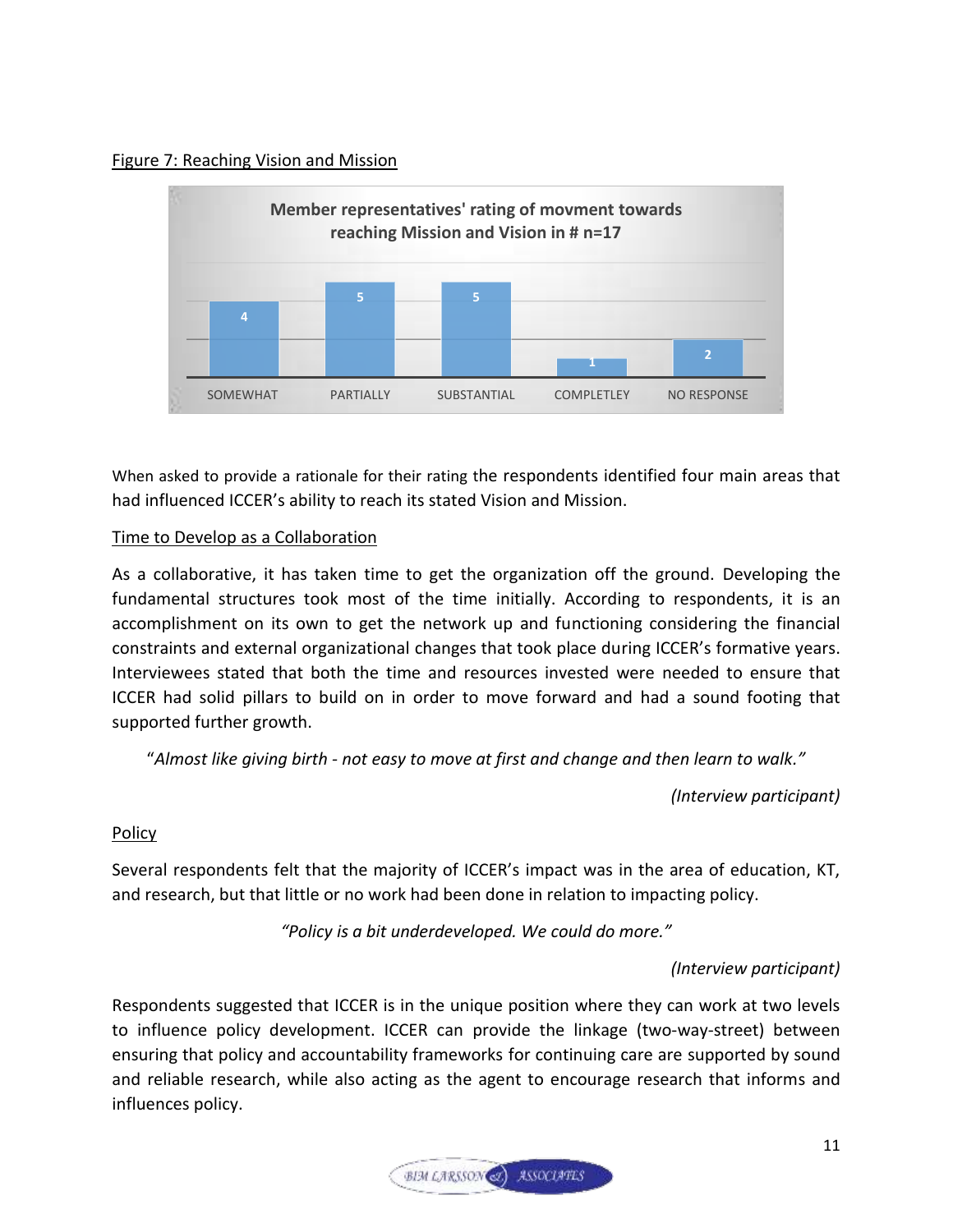Figure 7: Reaching Vision and Mission

| Member representatives' rating of movment towards reaching Mission and Vision in # n=17 | |
|---|---|
| SOMEWHAT | 4 |
| PARTIALLY | 5 |
| SUBSTANTIAL | 5 |
| COMPLETLEY | 1 |
| NO RESPONSE | 2 |

When asked to provide a rationale for their rating the respondents identified four main areas that had influenced ICCER's ability to reach its stated Vision and Mission.

Time to Develop as a Collaboration

As a collaborative, it has taken time to get the organization off the ground. Developing the fundamental structures took most of the time initially. According to respondents, it is an accomplishment on its own to get the network up and functioning considering the financial constraints and external organizational changes that took place during ICCER's formative years. Interviewees stated that both the time and resources invested were needed to ensure that ICCER had solid pillars to build on in order to move forward and had a sound footing that supported further growth.

"*Almost like giving birth - not easy to move at first and change and then learn to walk."*

*(Interview participant)*

Policy

Several respondents felt that the majority of ICCER's impact was in the area of education, KT, and research, but that little or no work had been done in relation to impacting policy.

*"Policy is a bit underdeveloped. We could do more."*

*(Interview participant)*

Respondents suggested that ICCER is in the unique position where they can work at two levels to influence policy development. ICCER can provide the linkage (two-way-street) between ensuring that policy and accountability frameworks for continuing care are supported by sound and reliable research, while also acting as the agent to encourage research that informs and influences policy.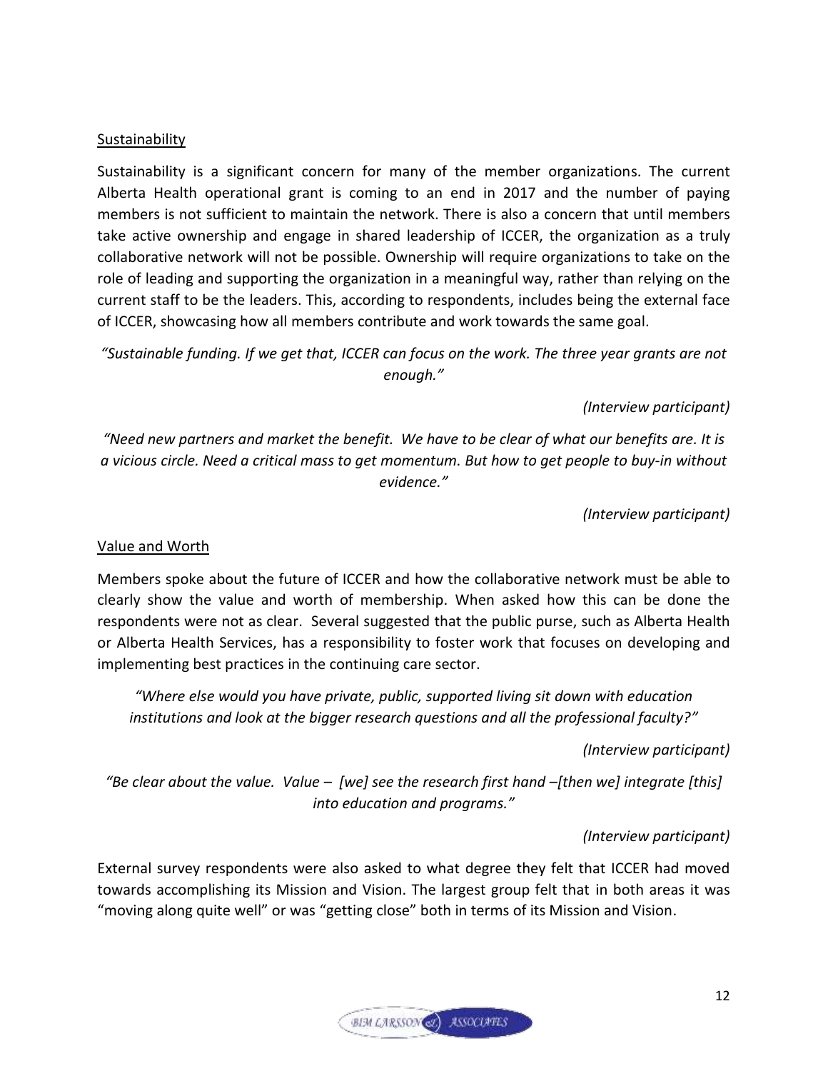<u>Sustainability</u>

Sustainability is a significant concern for many of the member organizations. The current Alberta Health operational grant is coming to an end in 2017 and the number of paying members is not sufficient to maintain the network. There is also a concern that until members take active ownership and engage in shared leadership of ICCER, the organization as a truly collaborative network will not be possible. Ownership will require organizations to take on the role of leading and supporting the organization in a meaningful way, rather than relying on the current staff to be the leaders. This, according to respondents, includes being the external face of ICCER, showcasing how all members contribute and work towards the same goal.

*"Sustainable funding. If we get that, ICCER can focus on the work. The three year grants are not enough."*

*(Interview participant)*

*"Need new partners and market the benefit. We have to be clear of what our benefits are. It is a vicious circle. Need a critical mass to get momentum. But how to get people to buy-in without evidence."*

*(Interview participant)*

<u>Value and Worth</u>

Members spoke about the future of ICCER and how the collaborative network must be able to clearly show the value and worth of membership. When asked how this can be done the respondents were not as clear. Several suggested that the public purse, such as Alberta Health or Alberta Health Services, has a responsibility to foster work that focuses on developing and implementing best practices in the continuing care sector.

*"Where else would you have private, public, supported living sit down with education institutions and look at the bigger research questions and all the professional faculty?"*

*(Interview participant)*

*"Be clear about the value. Value – [we] see the research first hand –[then we] integrate [this] into education and programs."*

*(Interview participant)*

External survey respondents were also asked to what degree they felt that ICCER had moved towards accomplishing its Mission and Vision. The largest group felt that in both areas it was "moving along quite well" or was "getting close" both in terms of its Mission and Vision.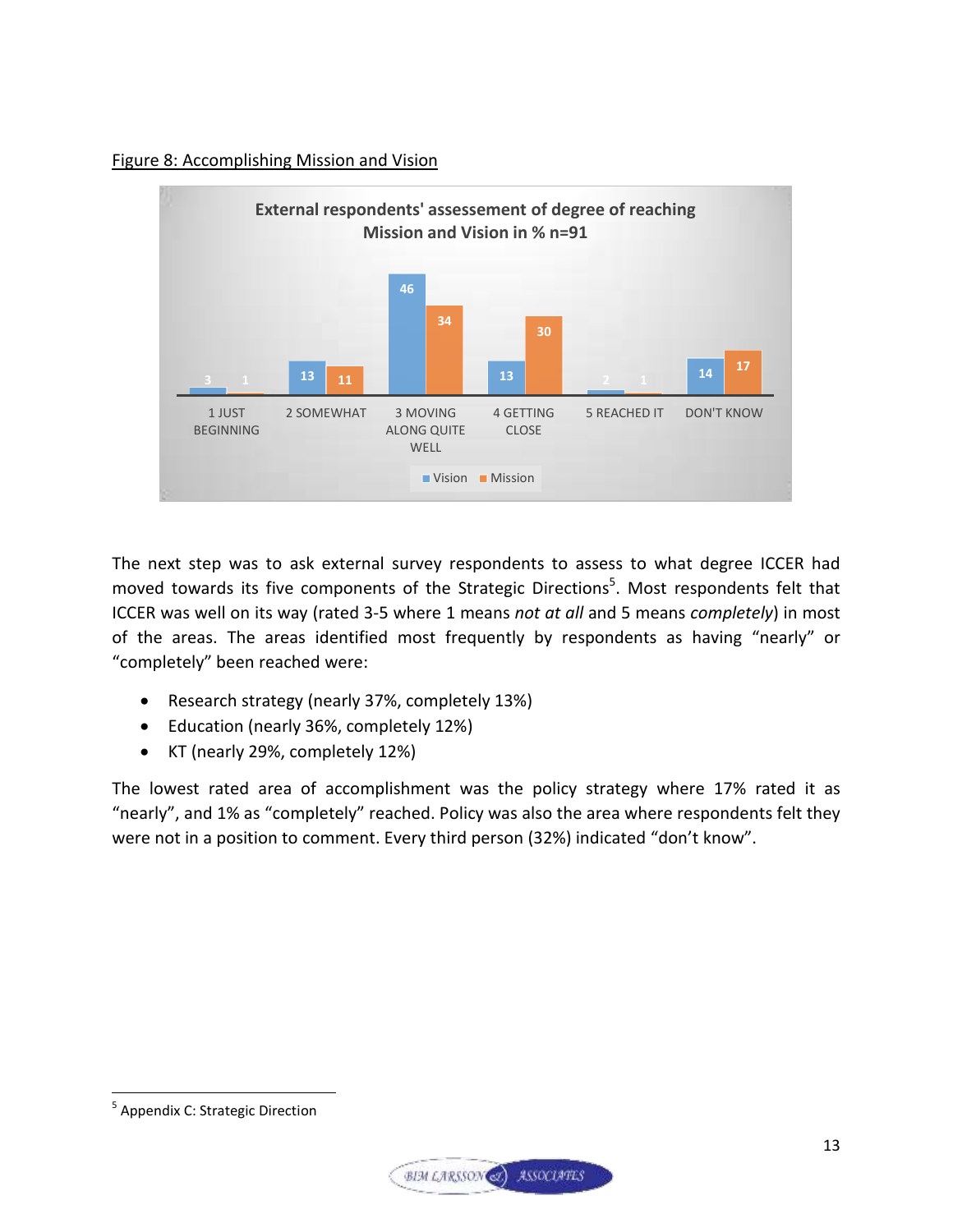Figure 8: Accomplishing Mission and Vision

**External respondents' assessement of degree of reaching Mission and Vision in % n=91**

| | 1 JUST BEGINNING | 2 SOMEWHAT | 3 MOVING ALONG QUITE WELL | 4 GETTING CLOSE | 5 REACHED IT | DON'T KNOW |
|---|---|---|---|---|---|---|
| Vision | 3 | 13 | 46 | 13 | 2 | 14 |
| Mission | 1 | 11 | 34 | 30 | 1 | 17 |

The next step was to ask external survey respondents to assess to what degree ICCER had moved towards its five components of the Strategic Directions[5]. Most respondents felt that ICCER was well on its way (rated 3-5 where 1 means *not at all* and 5 means *completely*) in most of the areas. The areas identified most frequently by respondents as having "nearly" or "completely" been reached were:

- Research strategy (nearly 37%, completely 13%)
- Education (nearly 36%, completely 12%)
- KT (nearly 29%, completely 12%)

The lowest rated area of accomplishment was the policy strategy where 17% rated it as "nearly", and 1% as "completely" reached. Policy was also the area where respondents felt they were not in a position to comment. Every third person (32%) indicated "don't know".

[5] Appendix C: Strategic Direction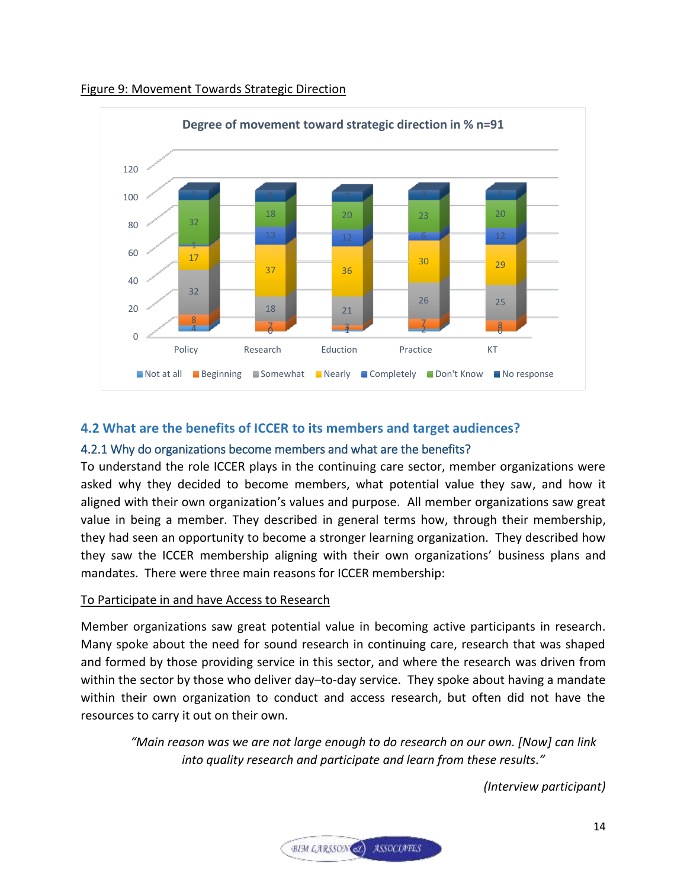Figure 9: Movement Towards Strategic Direction

**Degree of movement toward strategic direction in % n=91**

|  | Policy | Research | Eduction | Practice | KT |
|---|---|---|---|---|---|
| Not at all | 4 | 0 | 1 | 2 | 0 |
| Beginning | 8 | 7 | 3 | 7 | 8 |
| Somewhat | 32 | 18 | 21 | 26 | 25 |
| Nearly | 17 | 37 | 36 | 30 | 29 |
| Completely | 1 | 13 | 12 | 6 | 12 |
| Don't Know | 32 | 18 | 20 | 23 | 20 |
| No response | 7 | 8 | 7 | 7 | 7 |

## 4.2 What are the benefits of ICCER to its members and target audiences?

### 4.2.1 Why do organizations become members and what are the benefits?

To understand the role ICCER plays in the continuing care sector, member organizations were asked why they decided to become members, what potential value they saw, and how it aligned with their own organization's values and purpose. All member organizations saw great value in being a member. They described in general terms how, through their membership, they had seen an opportunity to become a stronger learning organization. They described how they saw the ICCER membership aligning with their own organizations' business plans and mandates. There were three main reasons for ICCER membership:

To Participate in and have Access to Research

Member organizations saw great potential value in becoming active participants in research. Many spoke about the need for sound research in continuing care, research that was shaped and formed by those providing service in this sector, and where the research was driven from within the sector by those who deliver day–to-day service. They spoke about having a mandate within their own organization to conduct and access research, but often did not have the resources to carry it out on their own.

> *"Main reason was we are not large enough to do research on our own. [Now] can link into quality research and participate and learn from these results."*
>
> *(Interview participant)*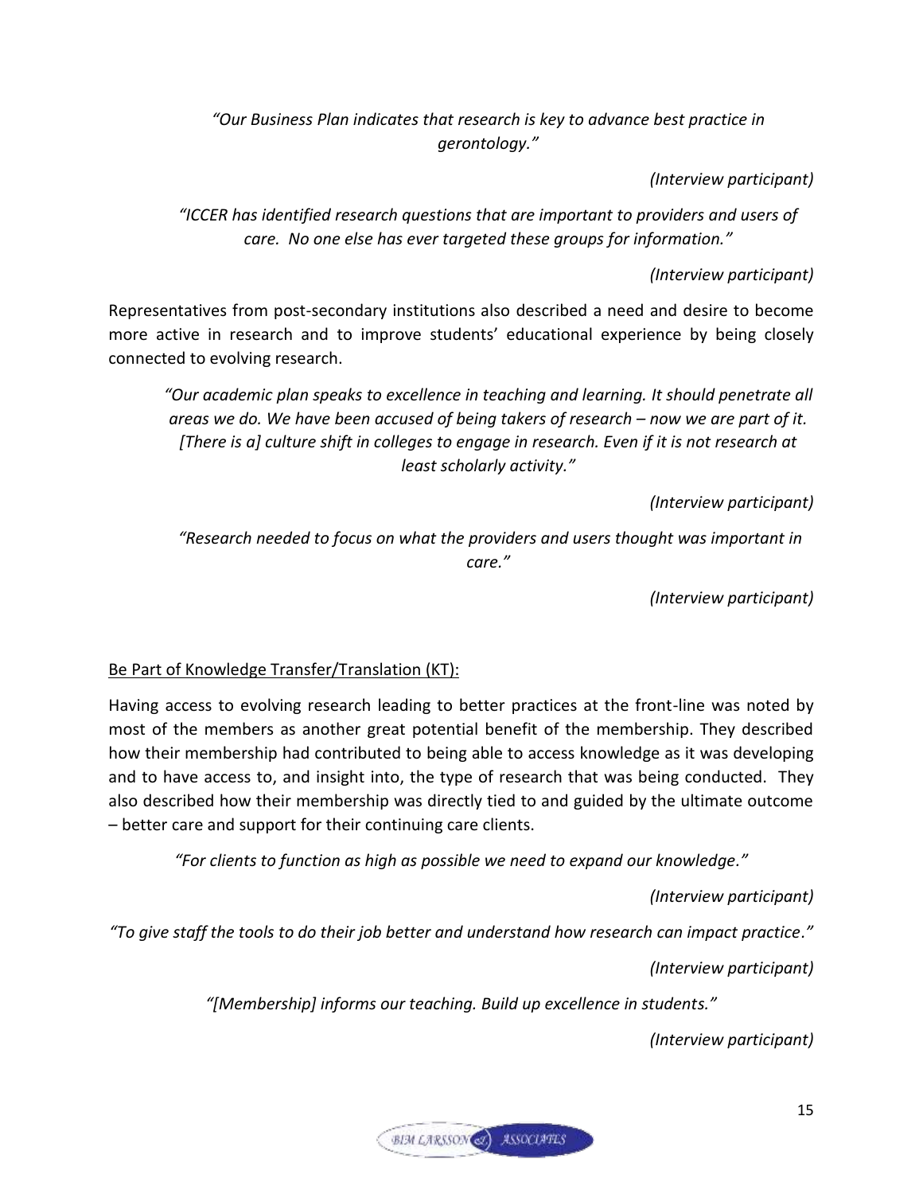*"Our Business Plan indicates that research is key to advance best practice in gerontology."*

*(Interview participant)*

*"ICCER has identified research questions that are important to providers and users of care. No one else has ever targeted these groups for information."*

*(Interview participant)*

Representatives from post-secondary institutions also described a need and desire to become more active in research and to improve students' educational experience by being closely connected to evolving research.

*"Our academic plan speaks to excellence in teaching and learning. It should penetrate all areas we do. We have been accused of being takers of research – now we are part of it. [There is a] culture shift in colleges to engage in research. Even if it is not research at least scholarly activity."*

*(Interview participant)*

*"Research needed to focus on what the providers and users thought was important in care."*

*(Interview participant)*

Be Part of Knowledge Transfer/Translation (KT):

Having access to evolving research leading to better practices at the front-line was noted by most of the members as another great potential benefit of the membership. They described how their membership had contributed to being able to access knowledge as it was developing and to have access to, and insight into, the type of research that was being conducted. They also described how their membership was directly tied to and guided by the ultimate outcome – better care and support for their continuing care clients.

*"For clients to function as high as possible we need to expand our knowledge."*

*(Interview participant)*

*"To give staff the tools to do their job better and understand how research can impact practice."*

*(Interview participant)*

*"[Membership] informs our teaching. Build up excellence in students."*

*(Interview participant)*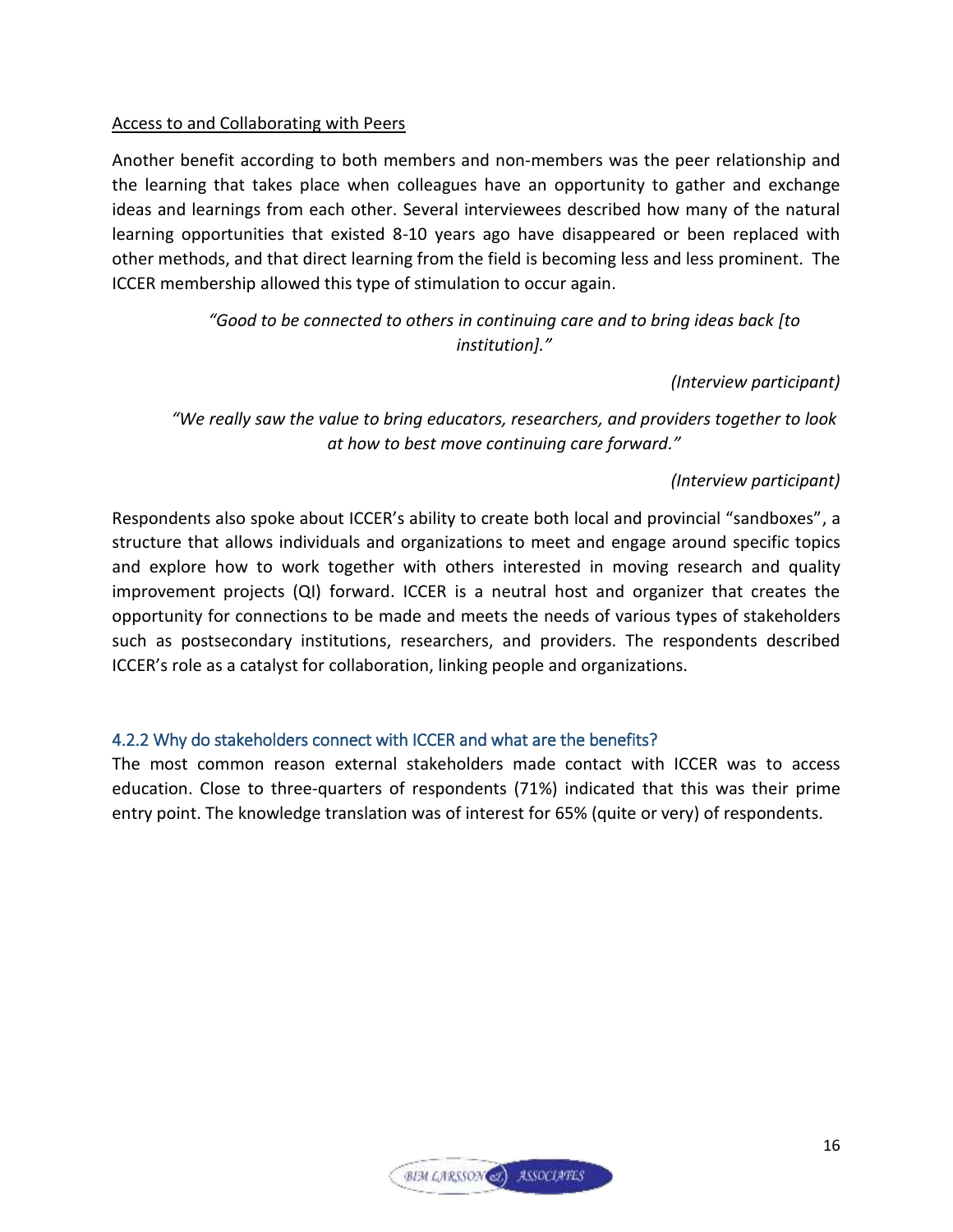Access to and Collaborating with Peers

Another benefit according to both members and non-members was the peer relationship and the learning that takes place when colleagues have an opportunity to gather and exchange ideas and learnings from each other. Several interviewees described how many of the natural learning opportunities that existed 8-10 years ago have disappeared or been replaced with other methods, and that direct learning from the field is becoming less and less prominent. The ICCER membership allowed this type of stimulation to occur again.

> *"Good to be connected to others in continuing care and to bring ideas back [to institution]."*
>
> *(Interview participant)*

> *"We really saw the value to bring educators, researchers, and providers together to look at how to best move continuing care forward."*
>
> *(Interview participant)*

Respondents also spoke about ICCER's ability to create both local and provincial "sandboxes", a structure that allows individuals and organizations to meet and engage around specific topics and explore how to work together with others interested in moving research and quality improvement projects (QI) forward. ICCER is a neutral host and organizer that creates the opportunity for connections to be made and meets the needs of various types of stakeholders such as postsecondary institutions, researchers, and providers. The respondents described ICCER's role as a catalyst for collaboration, linking people and organizations.

### 4.2.2 Why do stakeholders connect with ICCER and what are the benefits?

The most common reason external stakeholders made contact with ICCER was to access education. Close to three-quarters of respondents (71%) indicated that this was their prime entry point. The knowledge translation was of interest for 65% (quite or very) of respondents.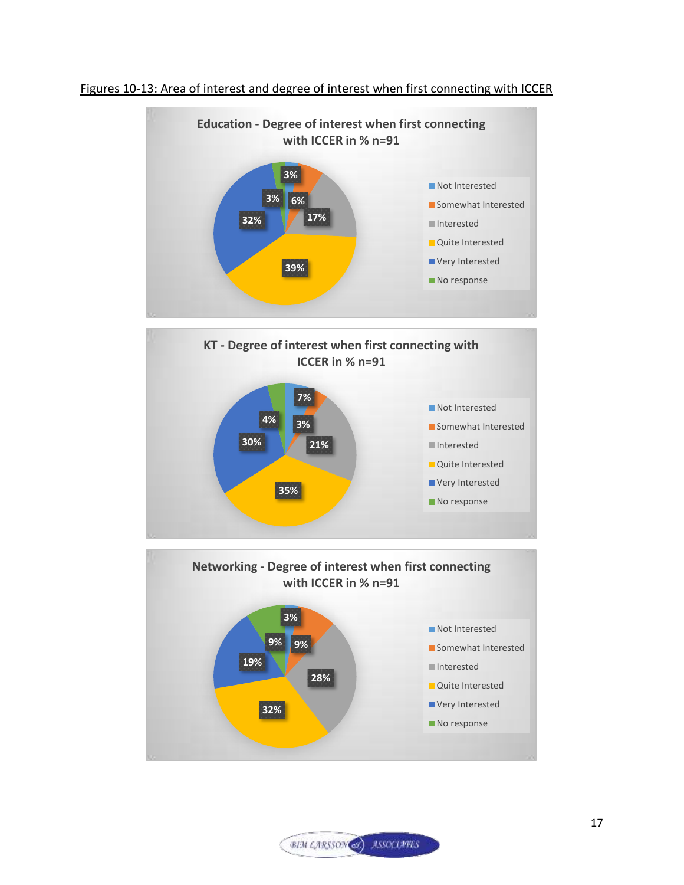Figures 10-13: Area of interest and degree of interest when first connecting with ICCER

**Education - Degree of interest when first connecting with ICCER in % n=91**

| Response | % |
|---|---|
| Not Interested | 3% |
| Somewhat Interested | 6% |
| Interested | 17% |
| Quite Interested | 39% |
| Very Interested | 32% |
| No response | 3% |

**KT - Degree of interest when first connecting with ICCER in % n=91**

| Response | % |
|---|---|
| Not Interested | 7% |
| Somewhat Interested | 3% |
| Interested | 21% |
| Quite Interested | 35% |
| Very Interested | 30% |
| No response | 4% |

**Networking - Degree of interest when first connecting with ICCER in % n=91**

| Response | % |
|---|---|
| Not Interested | 3% |
| Somewhat Interested | 9% |
| Interested | 28% |
| Quite Interested | 32% |
| Very Interested | 19% |
| No response | 9% |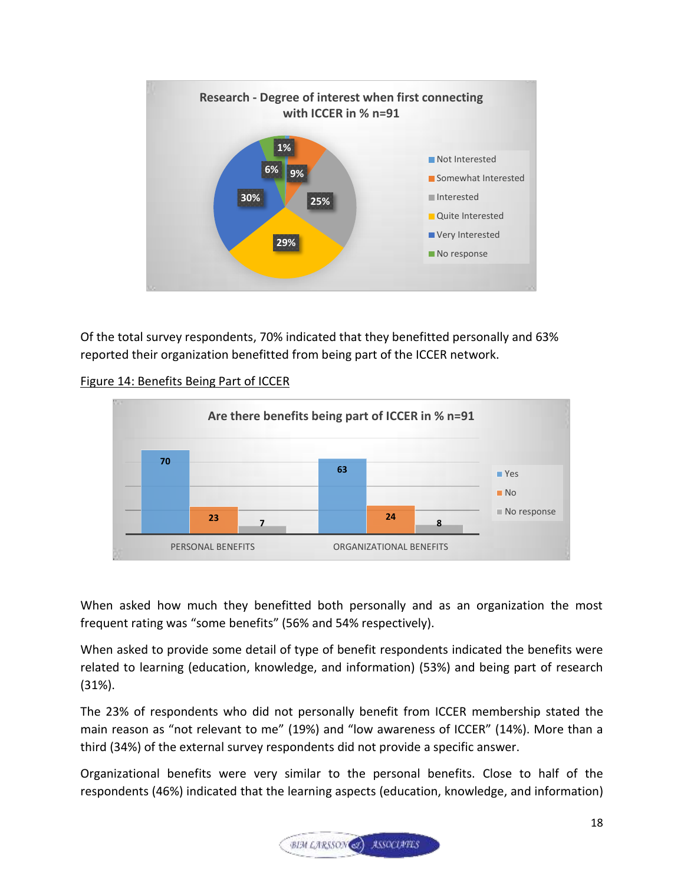Research - Degree of interest when first connecting with ICCER in % n=91

| Response | % |
|---|---|
| Not Interested | 1% |
| Somewhat Interested | 9% |
| Interested | 25% |
| Quite Interested | 29% |
| Very Interested | 30% |
| No response | 6% |

Of the total survey respondents, 70% indicated that they benefitted personally and 63% reported their organization benefitted from being part of the ICCER network.

Figure 14: Benefits Being Part of ICCER

Are there benefits being part of ICCER in % n=91

| | Yes | No | No response |
|---|---|---|---|
| PERSONAL BENEFITS | 70 | 23 | 7 |
| ORGANIZATIONAL BENEFITS | 63 | 24 | 8 |

When asked how much they benefitted both personally and as an organization the most frequent rating was "some benefits" (56% and 54% respectively).

When asked to provide some detail of type of benefit respondents indicated the benefits were related to learning (education, knowledge, and information) (53%) and being part of research (31%).

The 23% of respondents who did not personally benefit from ICCER membership stated the main reason as "not relevant to me" (19%) and "low awareness of ICCER" (14%). More than a third (34%) of the external survey respondents did not provide a specific answer.

Organizational benefits were very similar to the personal benefits. Close to half of the respondents (46%) indicated that the learning aspects (education, knowledge, and information)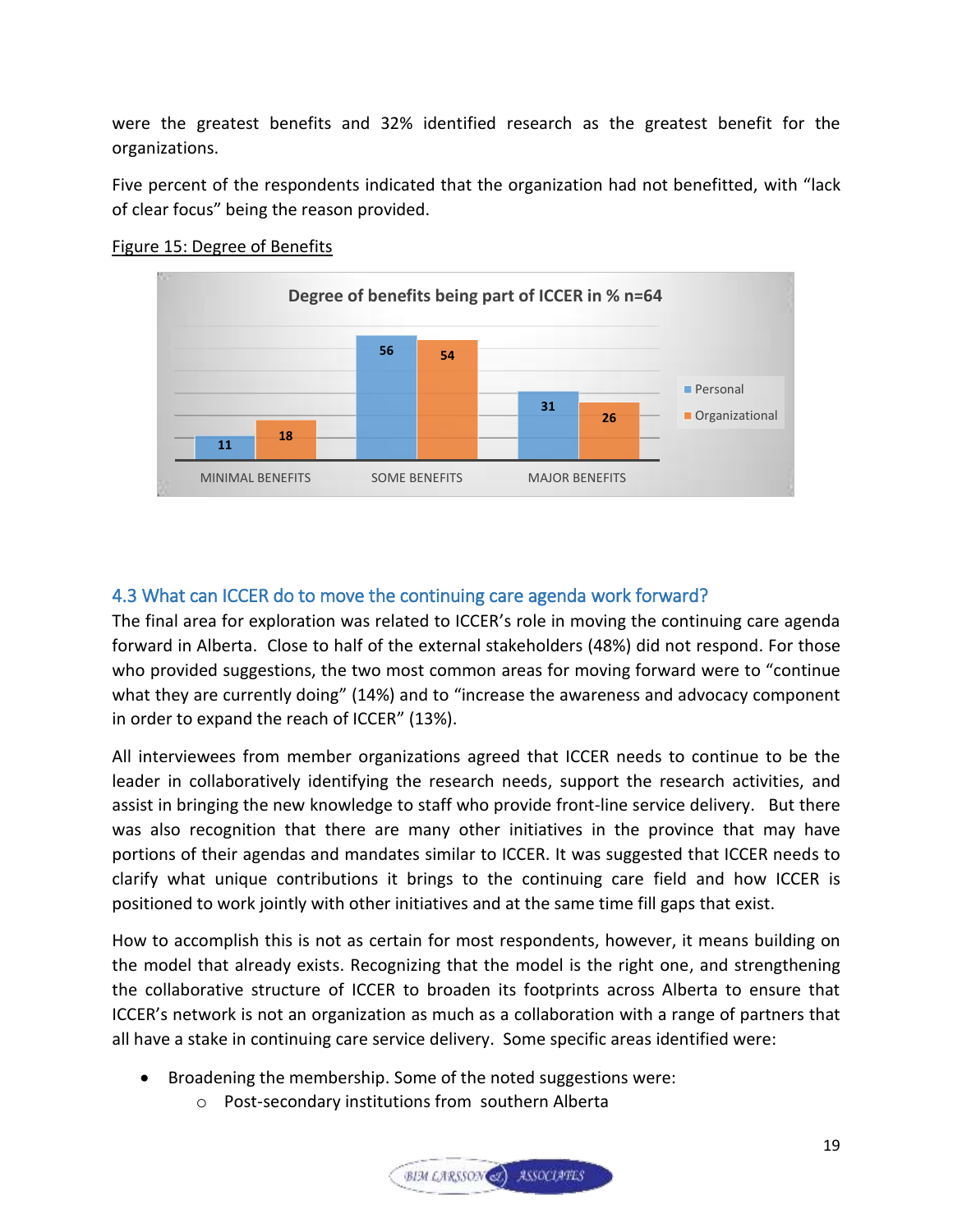were the greatest benefits and 32% identified research as the greatest benefit for the organizations.

Five percent of the respondents indicated that the organization had not benefitted, with "lack of clear focus" being the reason provided.

Figure 15: Degree of Benefits

Degree of benefits being part of ICCER in % n=64

| | Personal | Organizational |
|---|---|---|
| MINIMAL BENEFITS | 11 | 18 |
| SOME BENEFITS | 56 | 54 |
| MAJOR BENEFITS | 31 | 26 |

## 4.3 What can ICCER do to move the continuing care agenda work forward?

The final area for exploration was related to ICCER's role in moving the continuing care agenda forward in Alberta. Close to half of the external stakeholders (48%) did not respond. For those who provided suggestions, the two most common areas for moving forward were to "continue what they are currently doing" (14%) and to "increase the awareness and advocacy component in order to expand the reach of ICCER" (13%).

All interviewees from member organizations agreed that ICCER needs to continue to be the leader in collaboratively identifying the research needs, support the research activities, and assist in bringing the new knowledge to staff who provide front-line service delivery. But there was also recognition that there are many other initiatives in the province that may have portions of their agendas and mandates similar to ICCER. It was suggested that ICCER needs to clarify what unique contributions it brings to the continuing care field and how ICCER is positioned to work jointly with other initiatives and at the same time fill gaps that exist.

How to accomplish this is not as certain for most respondents, however, it means building on the model that already exists. Recognizing that the model is the right one, and strengthening the collaborative structure of ICCER to broaden its footprints across Alberta to ensure that ICCER's network is not an organization as much as a collaboration with a range of partners that all have a stake in continuing care service delivery. Some specific areas identified were:

- Broadening the membership. Some of the noted suggestions were:
  - Post-secondary institutions from southern Alberta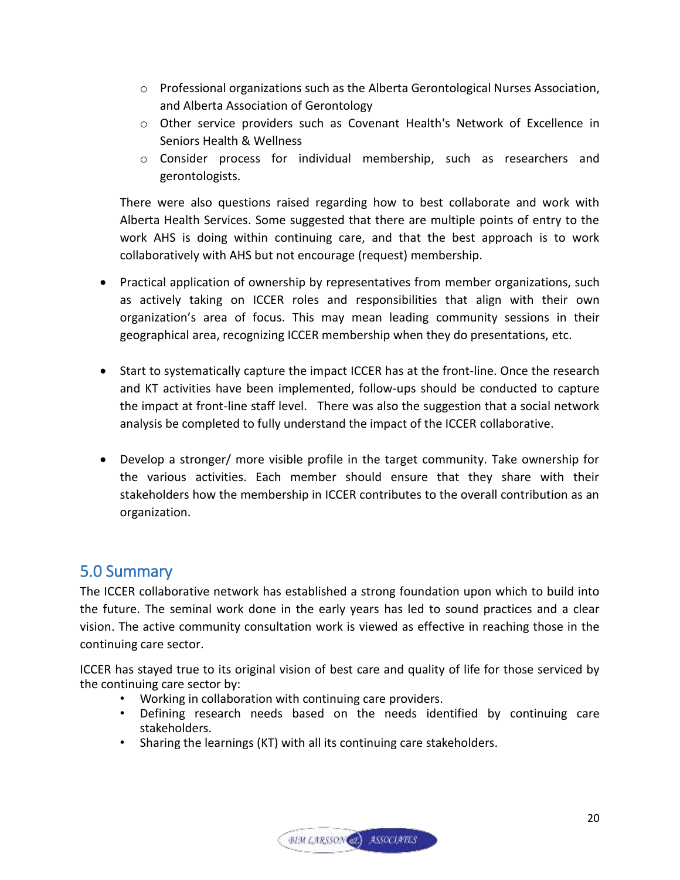- Professional organizations such as the Alberta Gerontological Nurses Association, and Alberta Association of Gerontology
    - Other service providers such as Covenant Health's Network of Excellence in Seniors Health & Wellness
    - Consider process for individual membership, such as researchers and gerontologists.

  There were also questions raised regarding how to best collaborate and work with Alberta Health Services. Some suggested that there are multiple points of entry to the work AHS is doing within continuing care, and that the best approach is to work collaboratively with AHS but not encourage (request) membership.

- Practical application of ownership by representatives from member organizations, such as actively taking on ICCER roles and responsibilities that align with their own organization's area of focus. This may mean leading community sessions in their geographical area, recognizing ICCER membership when they do presentations, etc.

- Start to systematically capture the impact ICCER has at the front-line. Once the research and KT activities have been implemented, follow-ups should be conducted to capture the impact at front-line staff level. There was also the suggestion that a social network analysis be completed to fully understand the impact of the ICCER collaborative.

- Develop a stronger/ more visible profile in the target community. Take ownership for the various activities. Each member should ensure that they share with their stakeholders how the membership in ICCER contributes to the overall contribution as an organization.

## 5.0 Summary

The ICCER collaborative network has established a strong foundation upon which to build into the future. The seminal work done in the early years has led to sound practices and a clear vision. The active community consultation work is viewed as effective in reaching those in the continuing care sector.

ICCER has stayed true to its original vision of best care and quality of life for those serviced by the continuing care sector by:

- Working in collaboration with continuing care providers.
- Defining research needs based on the needs identified by continuing care stakeholders.
- Sharing the learnings (KT) with all its continuing care stakeholders.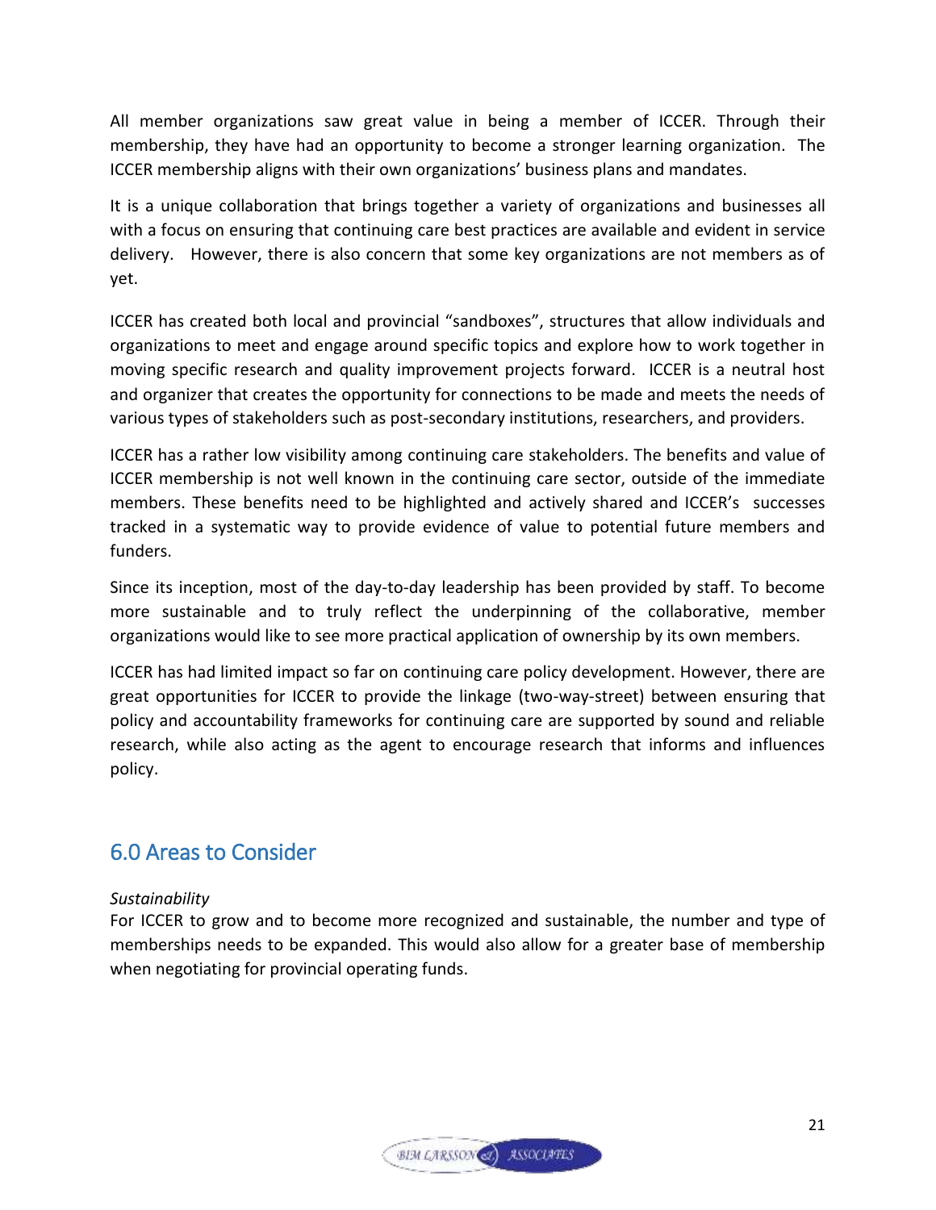All member organizations saw great value in being a member of ICCER. Through their membership, they have had an opportunity to become a stronger learning organization. The ICCER membership aligns with their own organizations' business plans and mandates.

It is a unique collaboration that brings together a variety of organizations and businesses all with a focus on ensuring that continuing care best practices are available and evident in service delivery. However, there is also concern that some key organizations are not members as of yet.

ICCER has created both local and provincial "sandboxes", structures that allow individuals and organizations to meet and engage around specific topics and explore how to work together in moving specific research and quality improvement projects forward. ICCER is a neutral host and organizer that creates the opportunity for connections to be made and meets the needs of various types of stakeholders such as post-secondary institutions, researchers, and providers.

ICCER has a rather low visibility among continuing care stakeholders. The benefits and value of ICCER membership is not well known in the continuing care sector, outside of the immediate members. These benefits need to be highlighted and actively shared and ICCER's successes tracked in a systematic way to provide evidence of value to potential future members and funders.

Since its inception, most of the day-to-day leadership has been provided by staff. To become more sustainable and to truly reflect the underpinning of the collaborative, member organizations would like to see more practical application of ownership by its own members.

ICCER has had limited impact so far on continuing care policy development. However, there are great opportunities for ICCER to provide the linkage (two-way-street) between ensuring that policy and accountability frameworks for continuing care are supported by sound and reliable research, while also acting as the agent to encourage research that informs and influences policy.

## 6.0 Areas to Consider

*Sustainability*

For ICCER to grow and to become more recognized and sustainable, the number and type of memberships needs to be expanded. This would also allow for a greater base of membership when negotiating for provincial operating funds.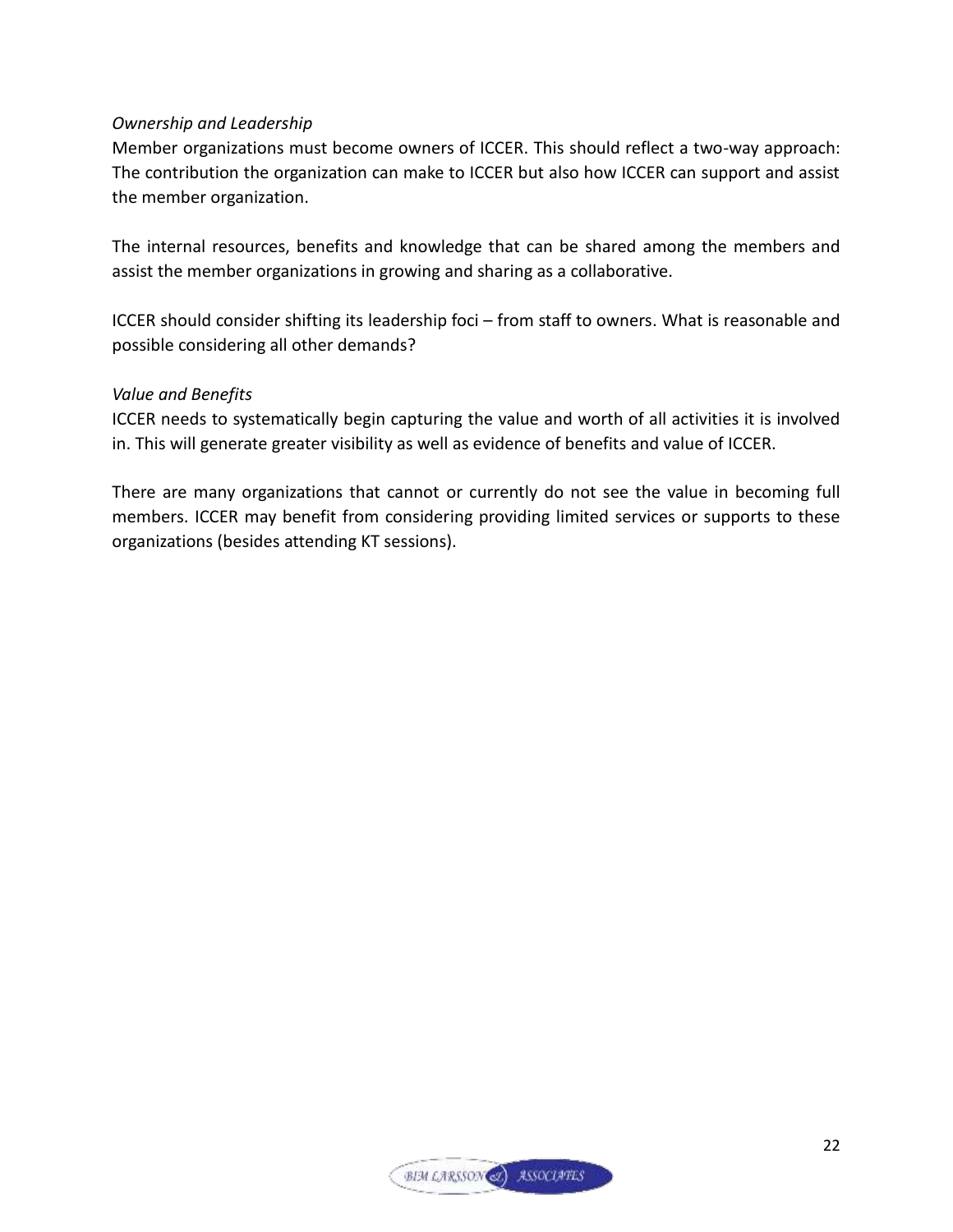*Ownership and Leadership*

Member organizations must become owners of ICCER. This should reflect a two-way approach: The contribution the organization can make to ICCER but also how ICCER can support and assist the member organization.

The internal resources, benefits and knowledge that can be shared among the members and assist the member organizations in growing and sharing as a collaborative.

ICCER should consider shifting its leadership foci – from staff to owners. What is reasonable and possible considering all other demands?

*Value and Benefits*

ICCER needs to systematically begin capturing the value and worth of all activities it is involved in. This will generate greater visibility as well as evidence of benefits and value of ICCER.

There are many organizations that cannot or currently do not see the value in becoming full members. ICCER may benefit from considering providing limited services or supports to these organizations (besides attending KT sessions).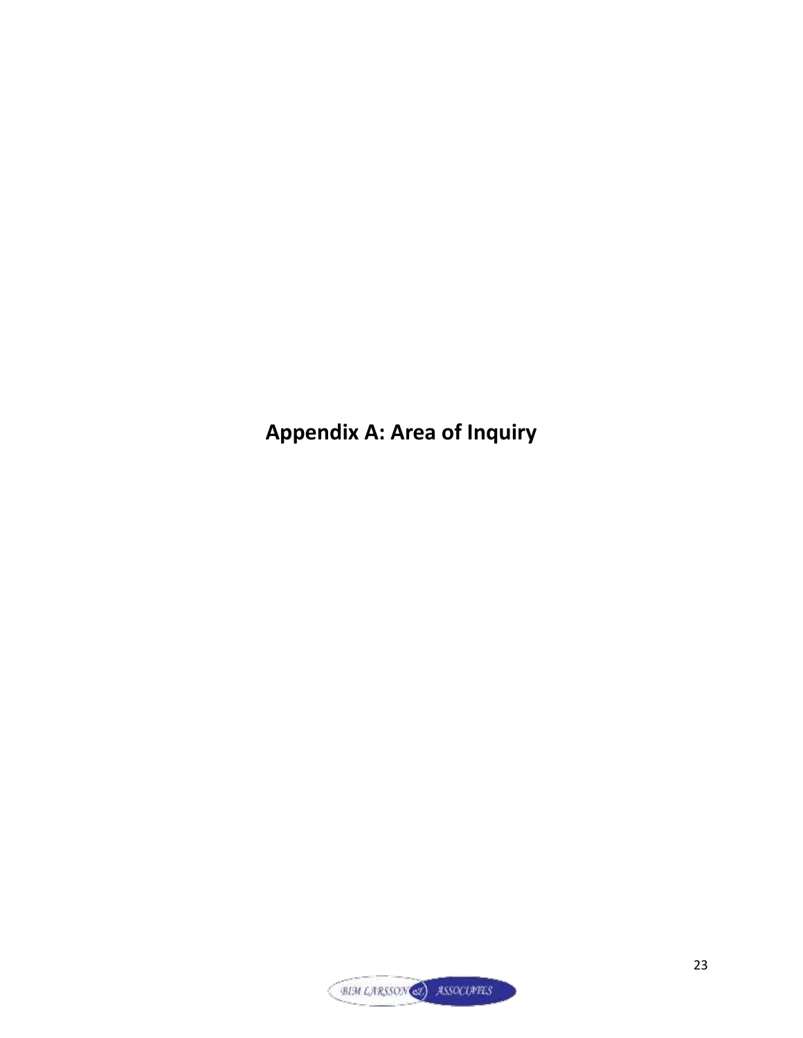# Appendix A: Area of Inquiry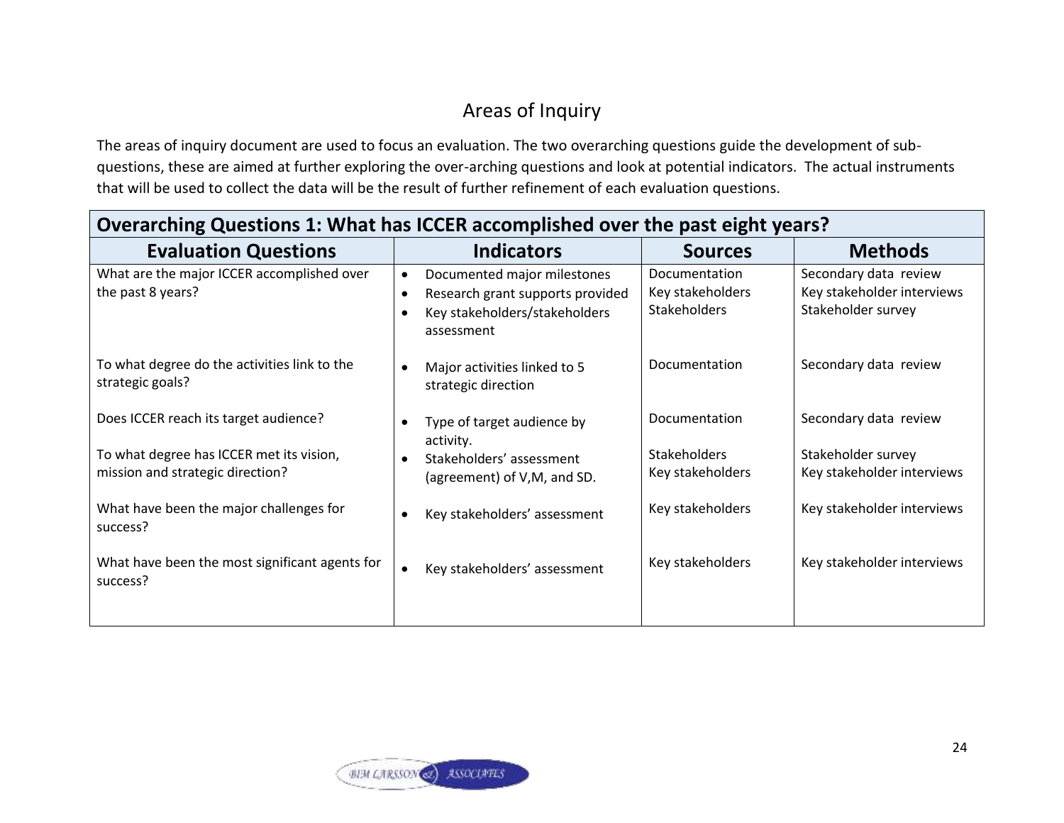## Areas of Inquiry

The areas of inquiry document are used to focus an evaluation. The two overarching questions guide the development of sub-questions, these are aimed at further exploring the over-arching questions and look at potential indicators. The actual instruments that will be used to collect the data will be the result of further refinement of each evaluation questions.

| **Overarching Questions 1: What has ICCER accomplished over the past eight years?** | | | |
|---|---|---|---|
| **Evaluation Questions** | **Indicators** | **Sources** | **Methods** |
| What are the major ICCER accomplished over the past 8 years? | • Documented major milestones<br>• Research grant supports provided<br>• Key stakeholders/stakeholders assessment | Documentation<br>Key stakeholders<br>Stakeholders | Secondary data review<br>Key stakeholder interviews<br>Stakeholder survey |
| To what degree do the activities link to the strategic goals? | • Major activities linked to 5 strategic direction | Documentation | Secondary data review |
| Does ICCER reach its target audience? | • Type of target audience by activity. | Documentation | Secondary data review |
| To what degree has ICCER met its vision, mission and strategic direction? | • Stakeholders' assessment (agreement) of V,M, and SD. | Stakeholders<br>Key stakeholders | Stakeholder survey<br>Key stakeholder interviews |
| What have been the major challenges for success? | • Key stakeholders' assessment | Key stakeholders | Key stakeholder interviews |
| What have been the most significant agents for success? | • Key stakeholders' assessment | Key stakeholders | Key stakeholder interviews |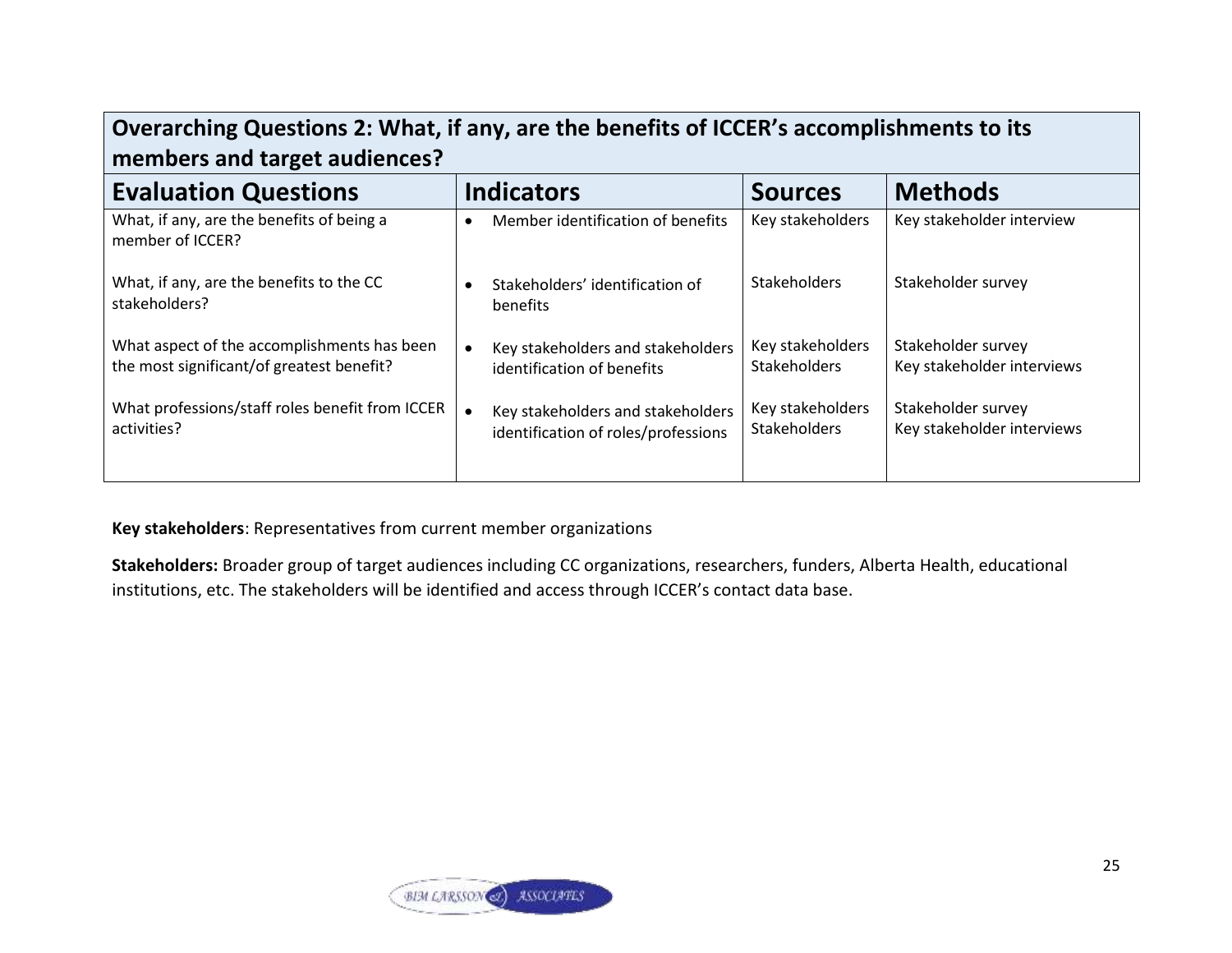| **Overarching Questions 2: What, if any, are the benefits of ICCER's accomplishments to its members and target audiences?** | | | |
|---|---|---|---|
| **Evaluation Questions** | **Indicators** | **Sources** | **Methods** |
| What, if any, are the benefits of being a member of ICCER? | • Member identification of benefits | Key stakeholders | Key stakeholder interview |
| What, if any, are the benefits to the CC stakeholders? | • Stakeholders' identification of benefits | Stakeholders | Stakeholder survey |
| What aspect of the accomplishments has been the most significant/of greatest benefit? | • Key stakeholders and stakeholders identification of benefits | Key stakeholders<br>Stakeholders | Stakeholder survey<br>Key stakeholder interviews |
| What professions/staff roles benefit from ICCER activities? | • Key stakeholders and stakeholders identification of roles/professions | Key stakeholders<br>Stakeholders | Stakeholder survey<br>Key stakeholder interviews |

**Key stakeholders**: Representatives from current member organizations

**Stakeholders:** Broader group of target audiences including CC organizations, researchers, funders, Alberta Health, educational institutions, etc. The stakeholders will be identified and access through ICCER's contact data base.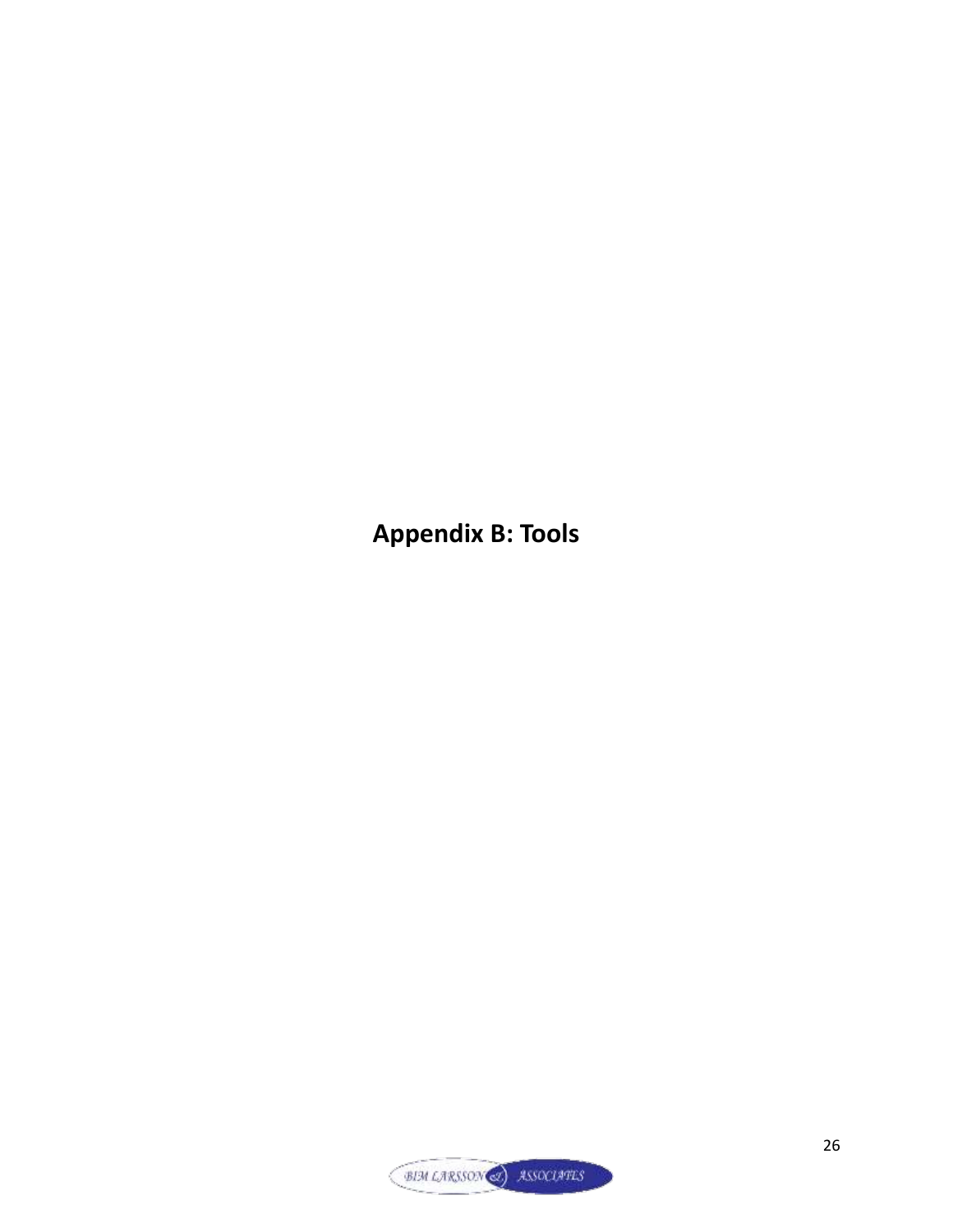# Appendix B: Tools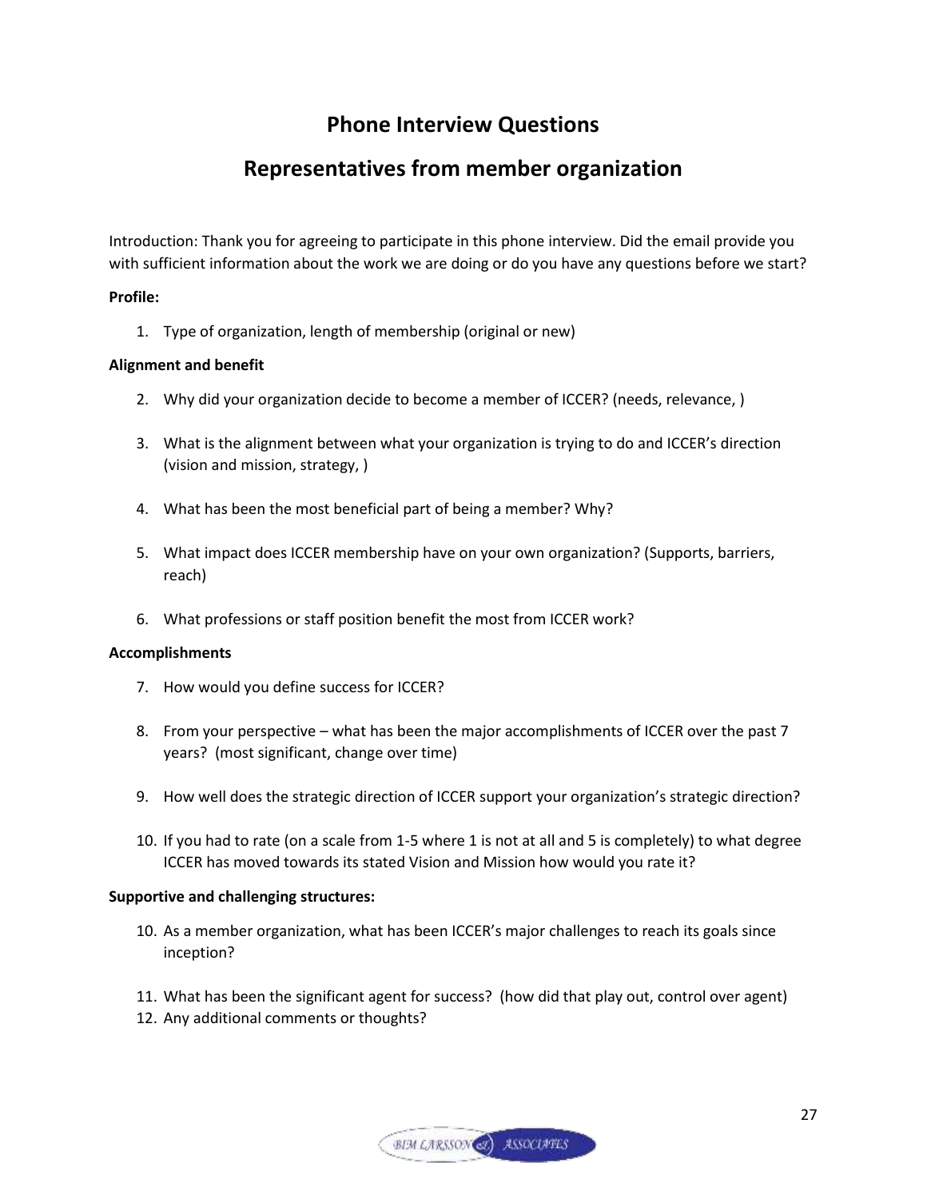# Phone Interview Questions

# Representatives from member organization

Introduction: Thank you for agreeing to participate in this phone interview. Did the email provide you with sufficient information about the work we are doing or do you have any questions before we start?

**Profile:**

1. Type of organization, length of membership (original or new)

**Alignment and benefit**

2. Why did your organization decide to become a member of ICCER? (needs, relevance, )

3. What is the alignment between what your organization is trying to do and ICCER's direction (vision and mission, strategy, )

4. What has been the most beneficial part of being a member? Why?

5. What impact does ICCER membership have on your own organization? (Supports, barriers, reach)

6. What professions or staff position benefit the most from ICCER work?

**Accomplishments**

7. How would you define success for ICCER?

8. From your perspective – what has been the major accomplishments of ICCER over the past 7 years? (most significant, change over time)

9. How well does the strategic direction of ICCER support your organization's strategic direction?

10. If you had to rate (on a scale from 1-5 where 1 is not at all and 5 is completely) to what degree ICCER has moved towards its stated Vision and Mission how would you rate it?

**Supportive and challenging structures:**

10. As a member organization, what has been ICCER's major challenges to reach its goals since inception?

11. What has been the significant agent for success? (how did that play out, control over agent)
12. Any additional comments or thoughts?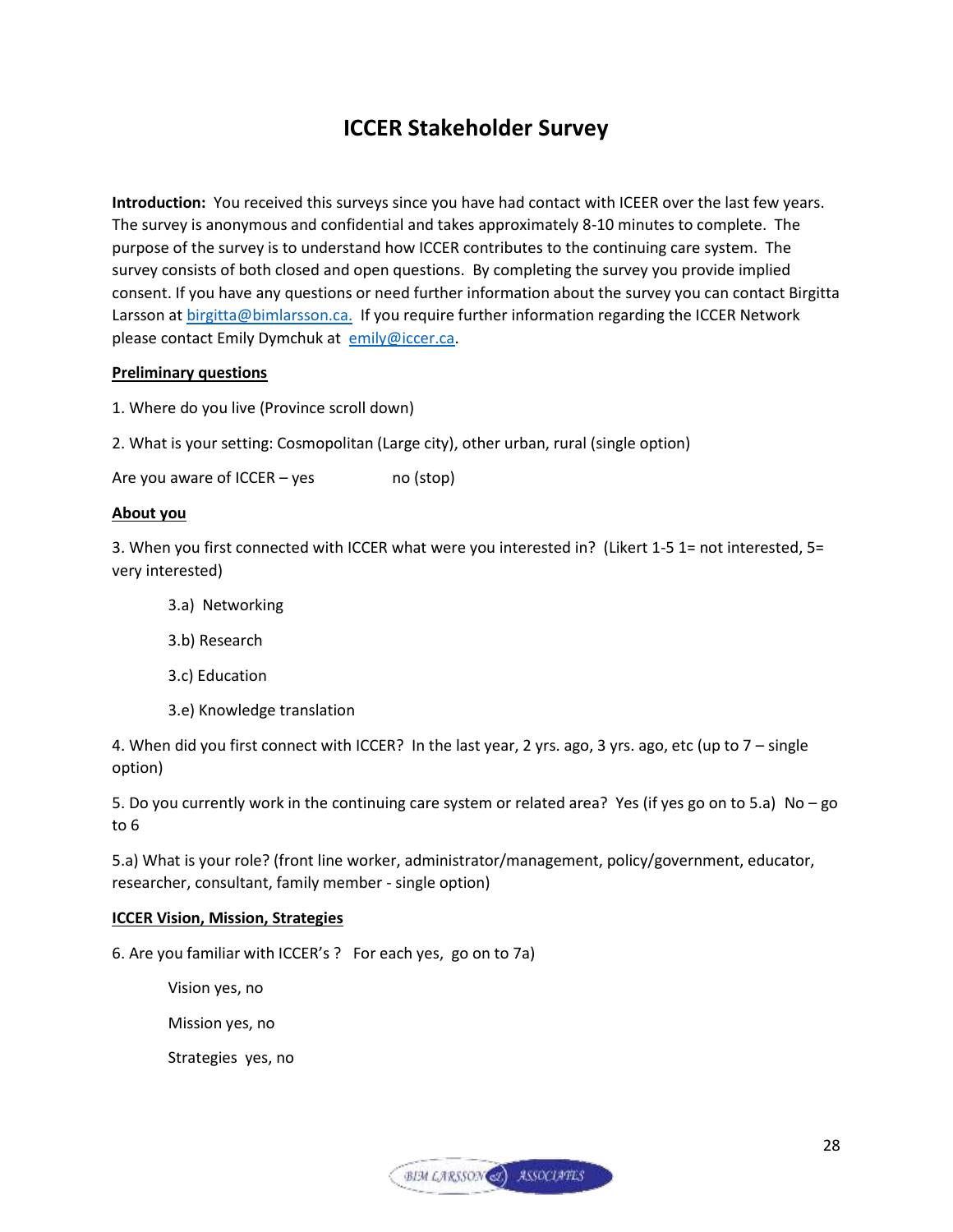# ICCER Stakeholder Survey

**Introduction:** You received this surveys since you have had contact with ICEER over the last few years. The survey is anonymous and confidential and takes approximately 8-10 minutes to complete. The purpose of the survey is to understand how ICCER contributes to the continuing care system. The survey consists of both closed and open questions. By completing the survey you provide implied consent. If you have any questions or need further information about the survey you can contact Birgitta Larsson at birgitta@bimlarsson.ca. If you require further information regarding the ICCER Network please contact Emily Dymchuk at emily@iccer.ca.

**Preliminary questions**

1. Where do you live (Province scroll down)

2. What is your setting: Cosmopolitan (Large city), other urban, rural (single option)

Are you aware of ICCER – yes no (stop)

**About you**

3. When you first connected with ICCER what were you interested in? (Likert 1-5 1= not interested, 5= very interested)

- 3.a) Networking
- 3.b) Research
- 3.c) Education
- 3.e) Knowledge translation

4. When did you first connect with ICCER? In the last year, 2 yrs. ago, 3 yrs. ago, etc (up to 7 – single option)

5. Do you currently work in the continuing care system or related area? Yes (if yes go on to 5.a) No – go to 6

5.a) What is your role? (front line worker, administrator/management, policy/government, educator, researcher, consultant, family member - single option)

**ICCER Vision, Mission, Strategies**

6. Are you familiar with ICCER's ? For each yes, go on to 7a)

- Vision yes, no
- Mission yes, no
- Strategies yes, no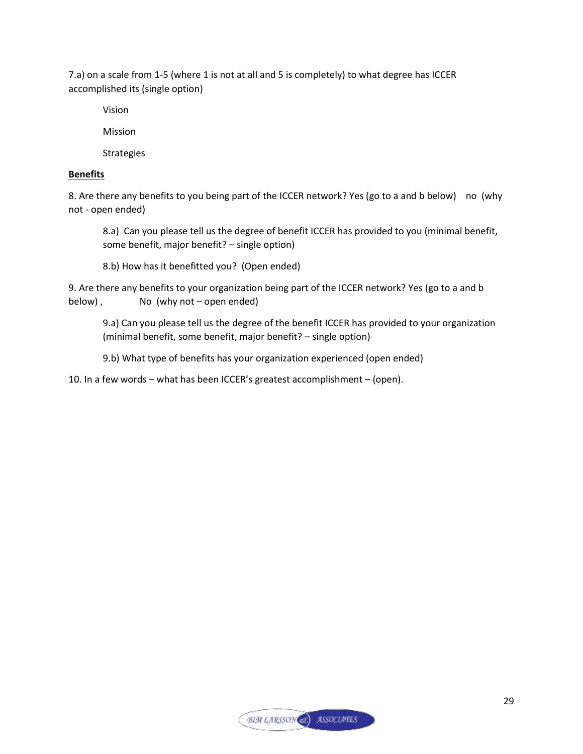7.a) on a scale from 1-5 (where 1 is not at all and 5 is completely) to what degree has ICCER accomplished its (single option)

Vision

Mission

Strategies

**Benefits**

8. Are there any benefits to you being part of the ICCER network? Yes (go to a and b below)    no  (why not - open ended)

8.a)  Can you please tell us the degree of benefit ICCER has provided to you (minimal benefit, some benefit, major benefit? – single option)

8.b) How has it benefitted you?  (Open ended)

9. Are there any benefits to your organization being part of the ICCER network? Yes (go to a and b below) ,            No  (why not – open ended)

9.a) Can you please tell us the degree of the benefit ICCER has provided to your organization (minimal benefit, some benefit, major benefit? – single option)

9.b) What type of benefits has your organization experienced (open ended)

10. In a few words – what has been ICCER's greatest accomplishment – (open).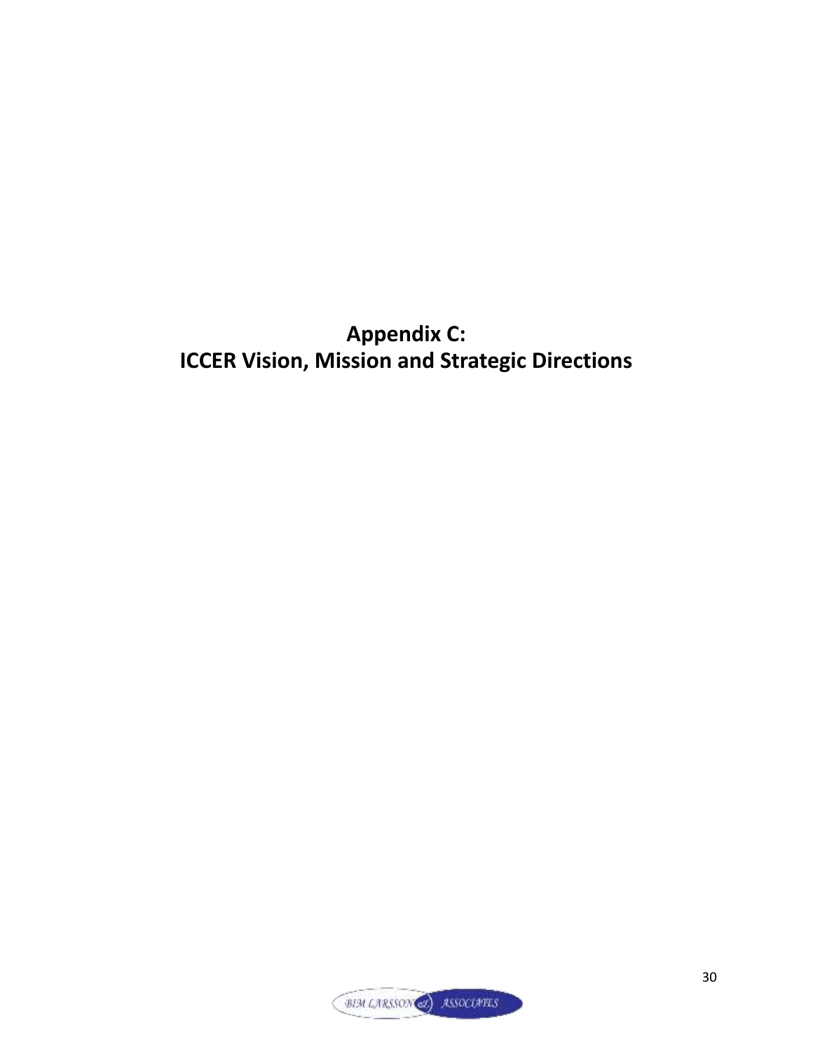# Appendix C:
# ICCER Vision, Mission and Strategic Directions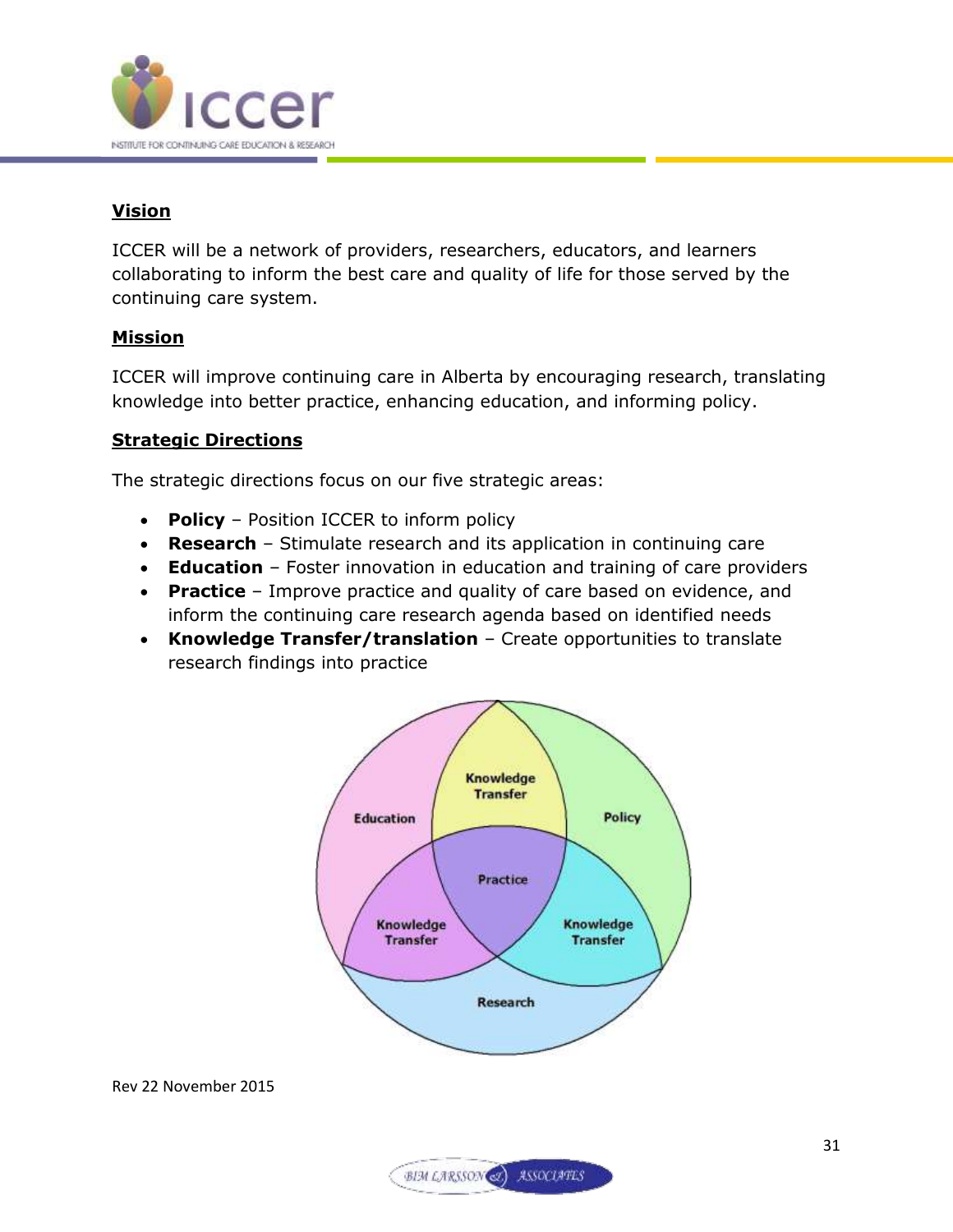## Vision

ICCER will be a network of providers, researchers, educators, and learners collaborating to inform the best care and quality of life for those served by the continuing care system.

## Mission

ICCER will improve continuing care in Alberta by encouraging research, translating knowledge into better practice, enhancing education, and informing policy.

## Strategic Directions

The strategic directions focus on our five strategic areas:

- **Policy** – Position ICCER to inform policy
- **Research** – Stimulate research and its application in continuing care
- **Education** – Foster innovation in education and training of care providers
- **Practice** – Improve practice and quality of care based on evidence, and inform the continuing care research agenda based on identified needs
- **Knowledge Transfer/translation** – Create opportunities to translate research findings into practice

Knowledge Transfer

Education

Policy

Practice

Knowledge Transfer

Knowledge Transfer

Research

Rev 22 November 2015